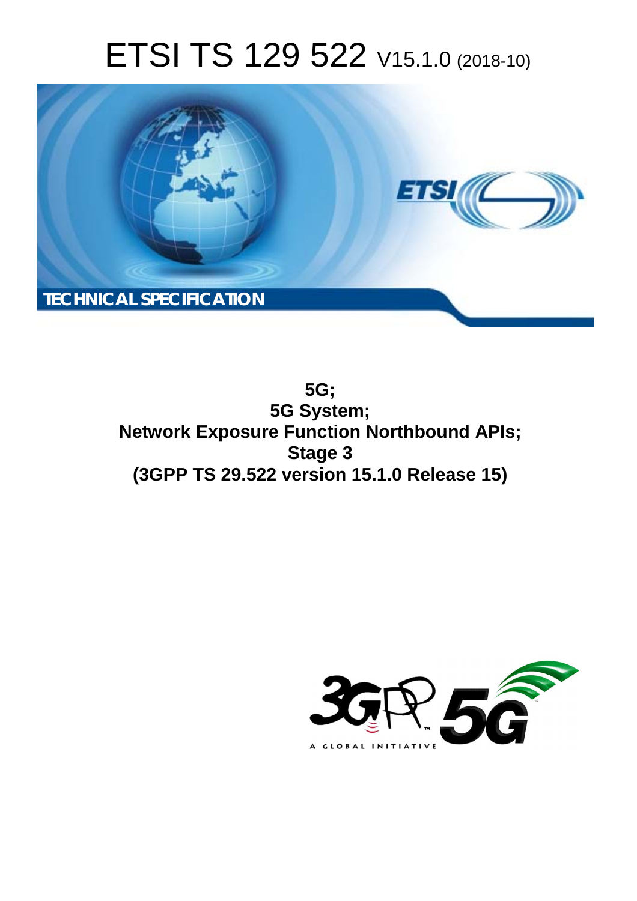# ETSI TS 129 522 V15.1.0 (2018-10)

TECHNICAL SPECIFICATION

**5G;**
**5G System;**
**Network Exposure Function Northbound APIs;**
**Stage 3**
**(3GPP TS 29.522 version 15.1.0 Release 15)**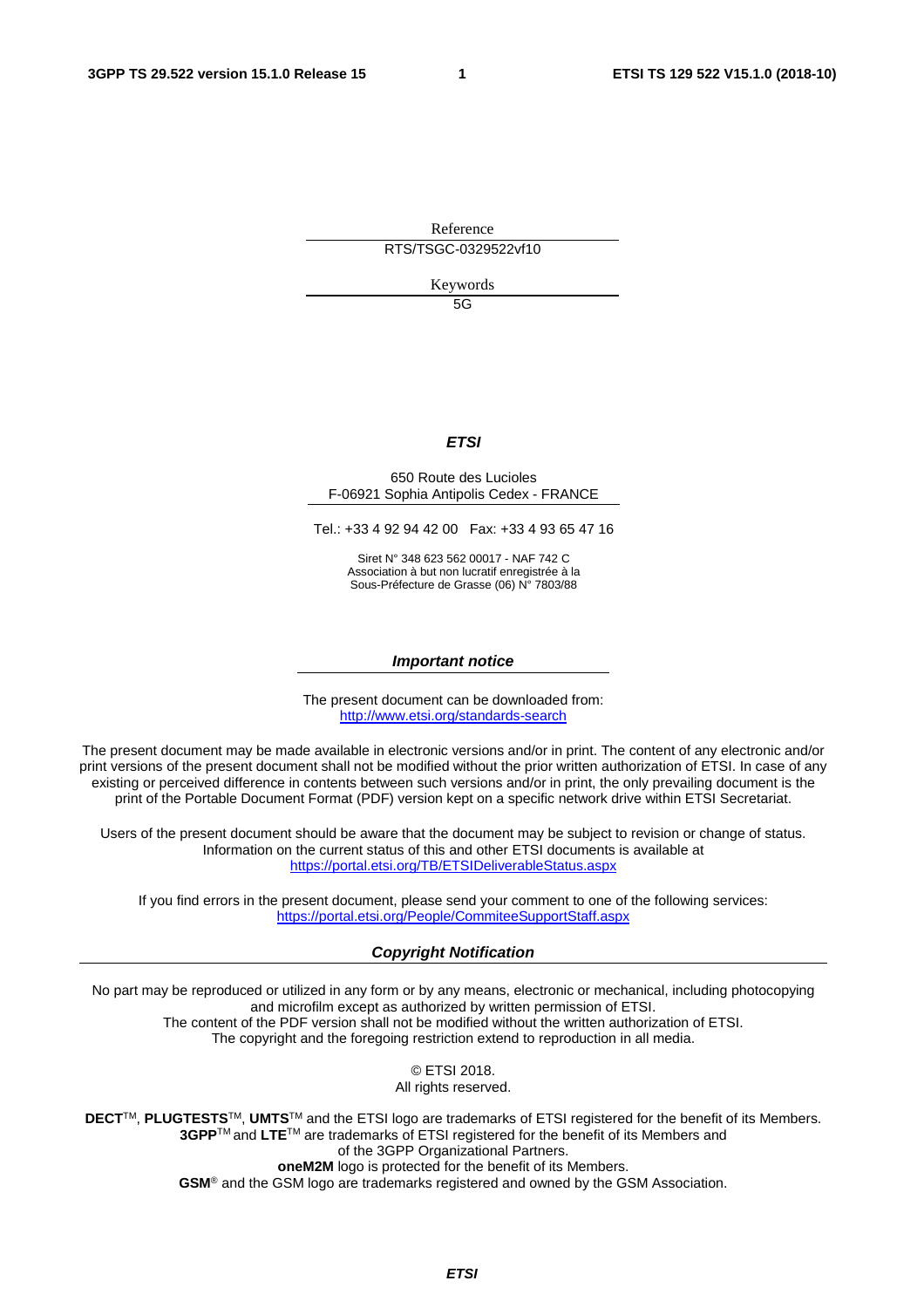Reference

RTS/TSGC-0329522vf10

Keywords

5G

***ETSI***

650 Route des Lucioles
F-06921 Sophia Antipolis Cedex - FRANCE

Tel.: +33 4 92 94 42 00   Fax: +33 4 93 65 47 16

Siret N° 348 623 562 00017 - NAF 742 C
Association à but non lucratif enregistrée à la
Sous-Préfecture de Grasse (06) N° 7803/88

***Important notice***

The present document can be downloaded from:
http://www.etsi.org/standards-search

The present document may be made available in electronic versions and/or in print. The content of any electronic and/or print versions of the present document shall not be modified without the prior written authorization of ETSI. In case of any existing or perceived difference in contents between such versions and/or in print, the only prevailing document is the print of the Portable Document Format (PDF) version kept on a specific network drive within ETSI Secretariat.

Users of the present document should be aware that the document may be subject to revision or change of status. Information on the current status of this and other ETSI documents is available at
https://portal.etsi.org/TB/ETSIDeliverableStatus.aspx

If you find errors in the present document, please send your comment to one of the following services:
https://portal.etsi.org/People/CommiteeSupportStaff.aspx

***Copyright Notification***

No part may be reproduced or utilized in any form or by any means, electronic or mechanical, including photocopying and microfilm except as authorized by written permission of ETSI.
The content of the PDF version shall not be modified without the written authorization of ETSI.
The copyright and the foregoing restriction extend to reproduction in all media.

© ETSI 2018.
All rights reserved.

**DECT**™, **PLUGTESTS**™, **UMTS**™ and the ETSI logo are trademarks of ETSI registered for the benefit of its Members.
**3GPP**™ and **LTE**™ are trademarks of ETSI registered for the benefit of its Members and of the 3GPP Organizational Partners.
**oneM2M** logo is protected for the benefit of its Members.
**GSM**® and the GSM logo are trademarks registered and owned by the GSM Association.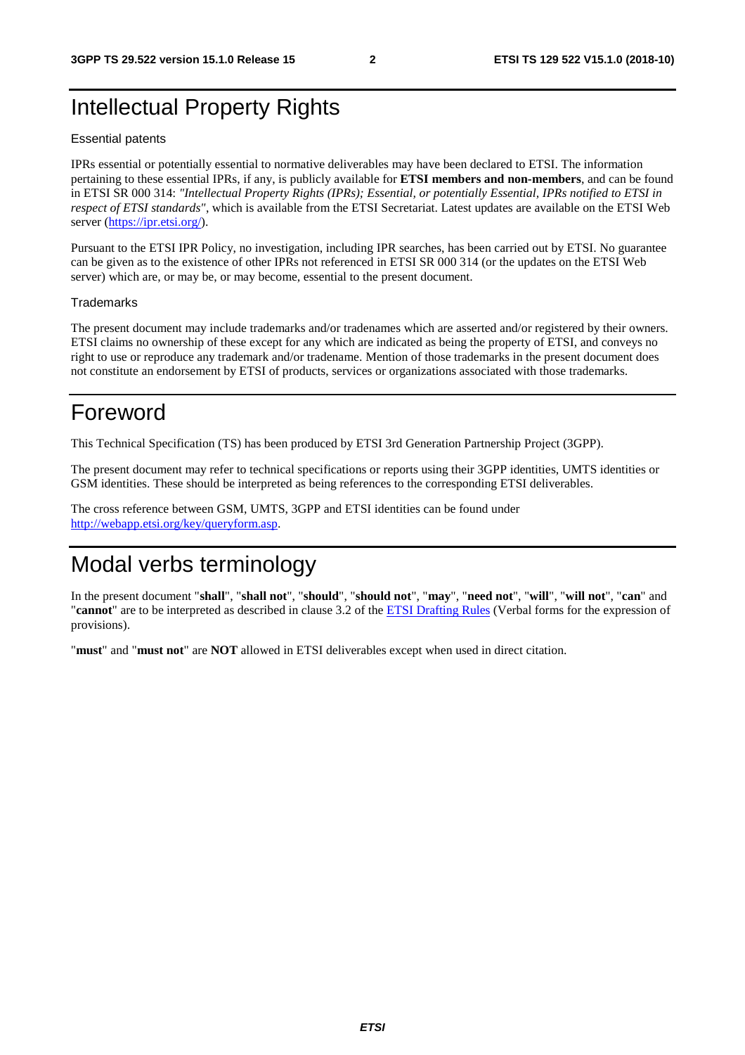# Intellectual Property Rights

Essential patents

IPRs essential or potentially essential to normative deliverables may have been declared to ETSI. The information pertaining to these essential IPRs, if any, is publicly available for **ETSI members and non-members**, and can be found in ETSI SR 000 314: *"Intellectual Property Rights (IPRs); Essential, or potentially Essential, IPRs notified to ETSI in respect of ETSI standards"*, which is available from the ETSI Secretariat. Latest updates are available on the ETSI Web server (https://ipr.etsi.org/).

Pursuant to the ETSI IPR Policy, no investigation, including IPR searches, has been carried out by ETSI. No guarantee can be given as to the existence of other IPRs not referenced in ETSI SR 000 314 (or the updates on the ETSI Web server) which are, or may be, or may become, essential to the present document.

Trademarks

The present document may include trademarks and/or tradenames which are asserted and/or registered by their owners. ETSI claims no ownership of these except for any which are indicated as being the property of ETSI, and conveys no right to use or reproduce any trademark and/or tradename. Mention of those trademarks in the present document does not constitute an endorsement by ETSI of products, services or organizations associated with those trademarks.

# Foreword

This Technical Specification (TS) has been produced by ETSI 3rd Generation Partnership Project (3GPP).

The present document may refer to technical specifications or reports using their 3GPP identities, UMTS identities or GSM identities. These should be interpreted as being references to the corresponding ETSI deliverables.

The cross reference between GSM, UMTS, 3GPP and ETSI identities can be found under http://webapp.etsi.org/key/queryform.asp.

# Modal verbs terminology

In the present document "**shall**", "**shall not**", "**should**", "**should not**", "**may**", "**need not**", "**will**", "**will not**", "**can**" and "**cannot**" are to be interpreted as described in clause 3.2 of the ETSI Drafting Rules (Verbal forms for the expression of provisions).

"**must**" and "**must not**" are **NOT** allowed in ETSI deliverables except when used in direct citation.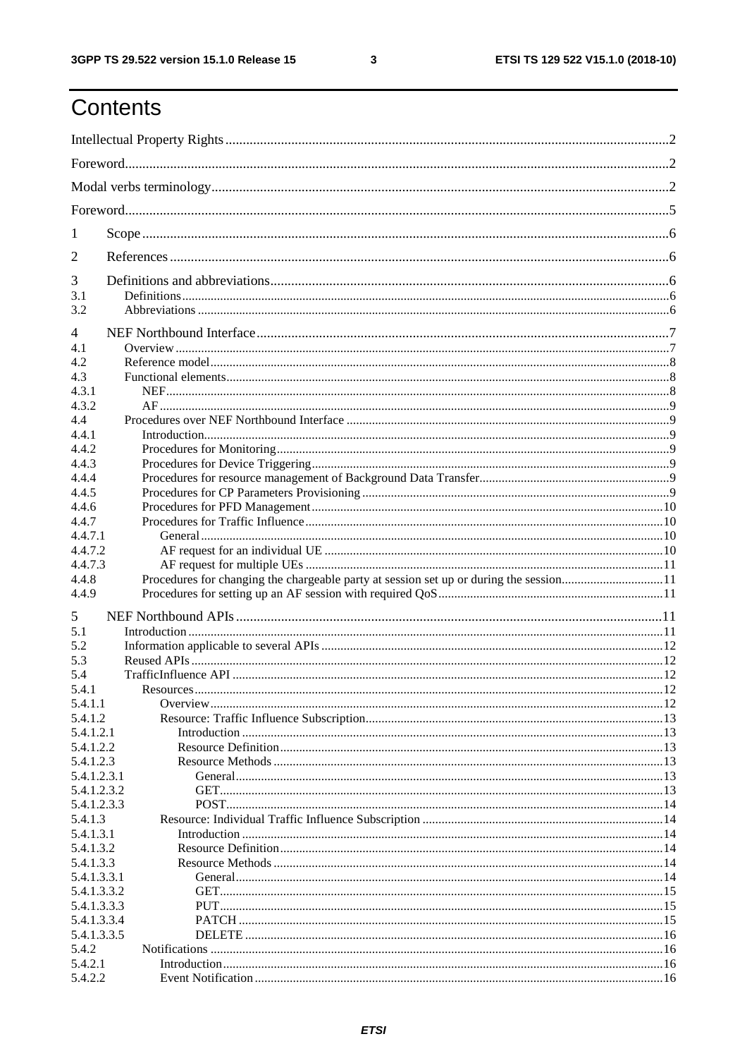# Contents

Intellectual Property Rights ..... 2
Foreword ..... 2
Modal verbs terminology ..... 2
Foreword ..... 5
1 Scope ..... 6
2 References ..... 6
3 Definitions and abbreviations ..... 6
3.1 Definitions ..... 6
3.2 Abbreviations ..... 6
4 NEF Northbound Interface ..... 7
4.1 Overview ..... 7
4.2 Reference model ..... 8
4.3 Functional elements ..... 8
4.3.1 NEF ..... 8
4.3.2 AF ..... 9
4.4 Procedures over NEF Northbound Interface ..... 9
4.4.1 Introduction ..... 9
4.4.2 Procedures for Monitoring ..... 9
4.4.3 Procedures for Device Triggering ..... 9
4.4.4 Procedures for resource management of Background Data Transfer ..... 9
4.4.5 Procedures for CP Parameters Provisioning ..... 9
4.4.6 Procedures for PFD Management ..... 10
4.4.7 Procedures for Traffic Influence ..... 10
4.4.7.1 General ..... 10
4.4.7.2 AF request for an individual UE ..... 10
4.4.7.3 AF request for multiple UEs ..... 11
4.4.8 Procedures for changing the chargeable party at session set up or during the session ..... 11
4.4.9 Procedures for setting up an AF session with required QoS ..... 11
5 NEF Northbound APIs ..... 11
5.1 Introduction ..... 11
5.2 Information applicable to several APIs ..... 12
5.3 Reused APIs ..... 12
5.4 TrafficInfluence API ..... 12
5.4.1 Resources ..... 12
5.4.1.1 Overview ..... 12
5.4.1.2 Resource: Traffic Influence Subscription ..... 13
5.4.1.2.1 Introduction ..... 13
5.4.1.2.2 Resource Definition ..... 13
5.4.1.2.3 Resource Methods ..... 13
5.4.1.2.3.1 General ..... 13
5.4.1.2.3.2 GET ..... 13
5.4.1.2.3.3 POST ..... 14
5.4.1.3 Resource: Individual Traffic Influence Subscription ..... 14
5.4.1.3.1 Introduction ..... 14
5.4.1.3.2 Resource Definition ..... 14
5.4.1.3.3 Resource Methods ..... 14
5.4.1.3.3.1 General ..... 14
5.4.1.3.3.2 GET ..... 15
5.4.1.3.3.3 PUT ..... 15
5.4.1.3.3.4 PATCH ..... 15
5.4.1.3.3.5 DELETE ..... 16
5.4.2 Notifications ..... 16
5.4.2.1 Introduction ..... 16
5.4.2.2 Event Notification ..... 16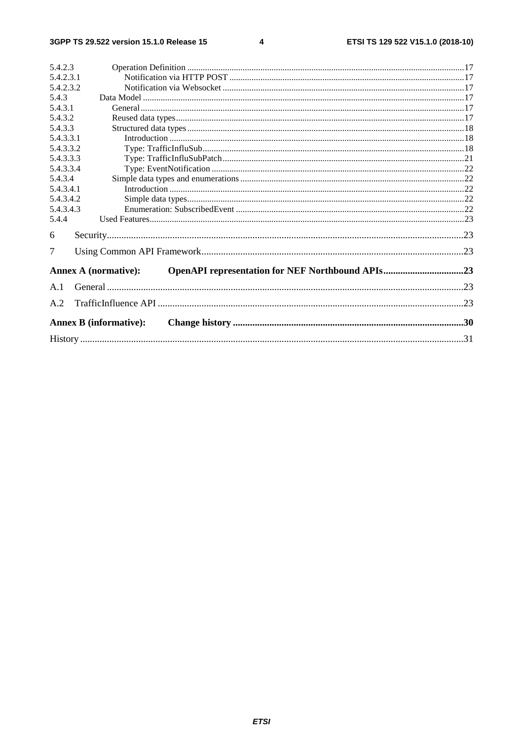5.4.2.3 Operation Definition ....17
5.4.2.3.1 Notification via HTTP POST ....17
5.4.2.3.2 Notification via Websocket ....17
5.4.3 Data Model ....17
5.4.3.1 General ....17
5.4.3.2 Reused data types ....17
5.4.3.3 Structured data types ....18
5.4.3.3.1 Introduction ....18
5.4.3.3.2 Type: TrafficInfluSub ....18
5.4.3.3.3 Type: TrafficInfluSubPatch ....21
5.4.3.3.4 Type: EventNotification ....22
5.4.3.4 Simple data types and enumerations ....22
5.4.3.4.1 Introduction ....22
5.4.3.4.2 Simple data types ....22
5.4.3.4.3 Enumeration: SubscribedEvent ....22
5.4.4 Used Features ....23

6 Security ....23

7 Using Common API Framework ....23

**Annex A (normative): OpenAPI representation for NEF Northbound APIs ....23**

A.1 General ....23

A.2 TrafficInfluence API ....23

**Annex B (informative): Change history ....30**

History ....31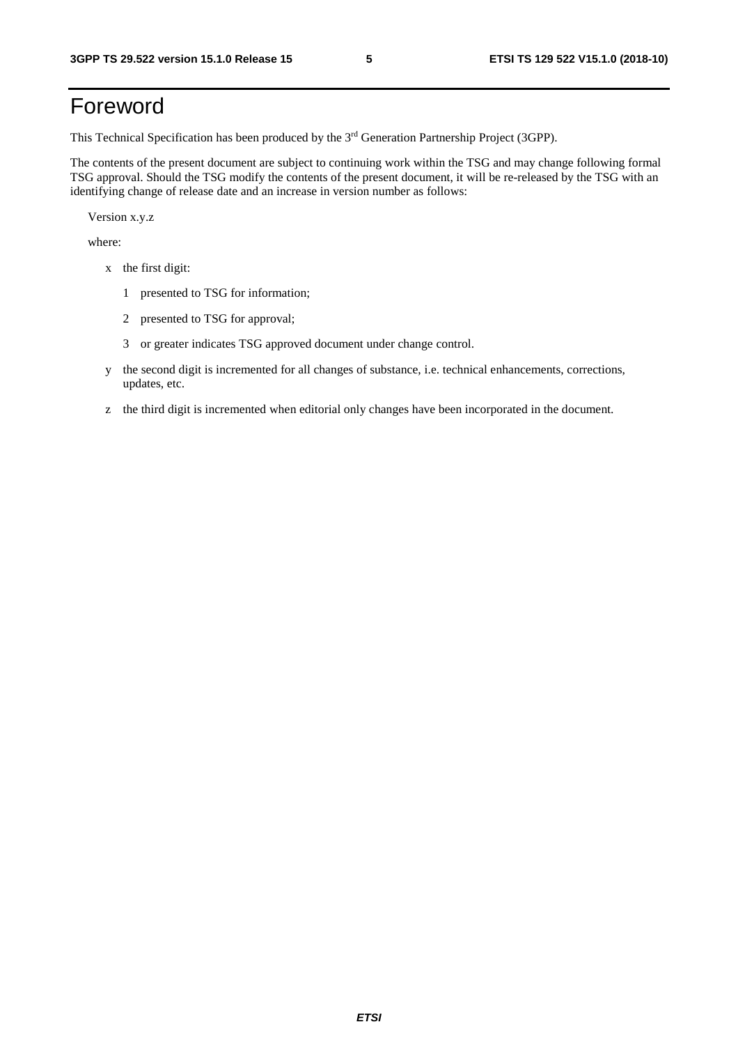# Foreword

This Technical Specification has been produced by the 3rd Generation Partnership Project (3GPP).

The contents of the present document are subject to continuing work within the TSG and may change following formal TSG approval. Should the TSG modify the contents of the present document, it will be re-released by the TSG with an identifying change of release date and an increase in version number as follows:

Version x.y.z

where:

- x the first digit:
  - 1 presented to TSG for information;
  - 2 presented to TSG for approval;
  - 3 or greater indicates TSG approved document under change control.
- y the second digit is incremented for all changes of substance, i.e. technical enhancements, corrections, updates, etc.
- z the third digit is incremented when editorial only changes have been incorporated in the document.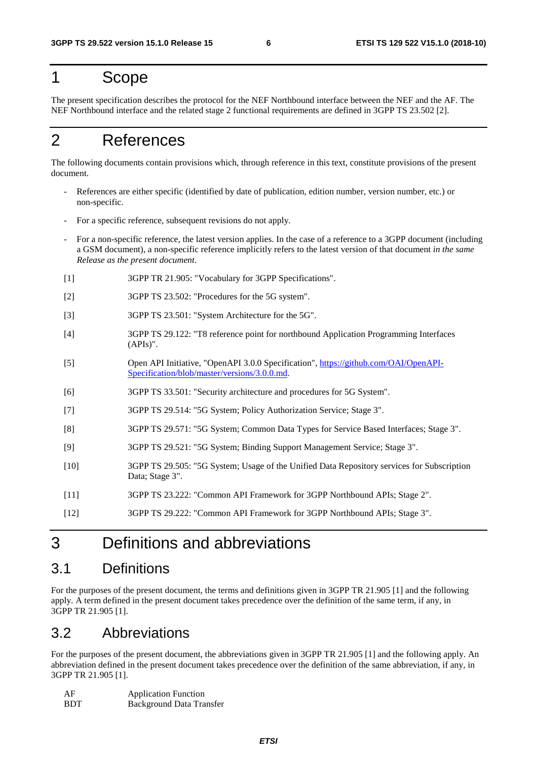# 1 Scope

The present specification describes the protocol for the NEF Northbound interface between the NEF and the AF. The NEF Northbound interface and the related stage 2 functional requirements are defined in 3GPP TS 23.502 [2].

# 2 References

The following documents contain provisions which, through reference in this text, constitute provisions of the present document.

- References are either specific (identified by date of publication, edition number, version number, etc.) or non-specific.
- For a specific reference, subsequent revisions do not apply.
- For a non-specific reference, the latest version applies. In the case of a reference to a 3GPP document (including a GSM document), a non-specific reference implicitly refers to the latest version of that document *in the same Release as the present document*.

[1] 3GPP TR 21.905: "Vocabulary for 3GPP Specifications".

[2] 3GPP TS 23.502: "Procedures for the 5G system".

[3] 3GPP TS 23.501: "System Architecture for the 5G".

[4] 3GPP TS 29.122: "T8 reference point for northbound Application Programming Interfaces (APIs)".

[5] Open API Initiative, "OpenAPI 3.0.0 Specification", https://github.com/OAI/OpenAPI-Specification/blob/master/versions/3.0.0.md.

[6] 3GPP TS 33.501: "Security architecture and procedures for 5G System".

[7] 3GPP TS 29.514: "5G System; Policy Authorization Service; Stage 3".

[8] 3GPP TS 29.571: "5G System; Common Data Types for Service Based Interfaces; Stage 3".

[9] 3GPP TS 29.521: "5G System; Binding Support Management Service; Stage 3".

[10] 3GPP TS 29.505: "5G System; Usage of the Unified Data Repository services for Subscription Data; Stage 3".

[11] 3GPP TS 23.222: "Common API Framework for 3GPP Northbound APIs; Stage 2".

[12] 3GPP TS 29.222: "Common API Framework for 3GPP Northbound APIs; Stage 3".

# 3 Definitions and abbreviations

## 3.1 Definitions

For the purposes of the present document, the terms and definitions given in 3GPP TR 21.905 [1] and the following apply. A term defined in the present document takes precedence over the definition of the same term, if any, in 3GPP TR 21.905 [1].

## 3.2 Abbreviations

For the purposes of the present document, the abbreviations given in 3GPP TR 21.905 [1] and the following apply. An abbreviation defined in the present document takes precedence over the definition of the same abbreviation, if any, in 3GPP TR 21.905 [1].

AF Application Function
BDT Background Data Transfer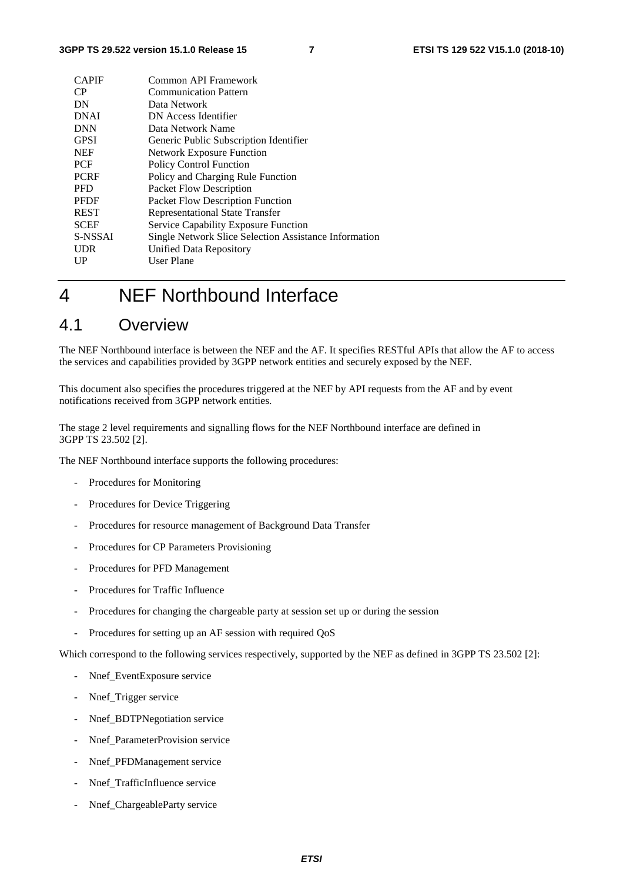| | |
|---|---|
| CAPIF | Common API Framework |
| CP | Communication Pattern |
| DN | Data Network |
| DNAI | DN Access Identifier |
| DNN | Data Network Name |
| GPSI | Generic Public Subscription Identifier |
| NEF | Network Exposure Function |
| PCF | Policy Control Function |
| PCRF | Policy and Charging Rule Function |
| PFD | Packet Flow Description |
| PFDF | Packet Flow Description Function |
| REST | Representational State Transfer |
| SCEF | Service Capability Exposure Function |
| S-NSSAI | Single Network Slice Selection Assistance Information |
| UDR | Unified Data Repository |
| UP | User Plane |

# 4 NEF Northbound Interface

## 4.1 Overview

The NEF Northbound interface is between the NEF and the AF. It specifies RESTful APIs that allow the AF to access the services and capabilities provided by 3GPP network entities and securely exposed by the NEF.

This document also specifies the procedures triggered at the NEF by API requests from the AF and by event notifications received from 3GPP network entities.

The stage 2 level requirements and signalling flows for the NEF Northbound interface are defined in 3GPP TS 23.502 [2].

The NEF Northbound interface supports the following procedures:

- Procedures for Monitoring
- Procedures for Device Triggering
- Procedures for resource management of Background Data Transfer
- Procedures for CP Parameters Provisioning
- Procedures for PFD Management
- Procedures for Traffic Influence
- Procedures for changing the chargeable party at session set up or during the session
- Procedures for setting up an AF session with required QoS

Which correspond to the following services respectively, supported by the NEF as defined in 3GPP TS 23.502 [2]:

- Nnef_EventExposure service
- Nnef_Trigger service
- Nnef_BDTPNegotiation service
- Nnef_ParameterProvision service
- Nnef_PFDManagement service
- Nnef_TrafficInfluence service
- Nnef_ChargeableParty service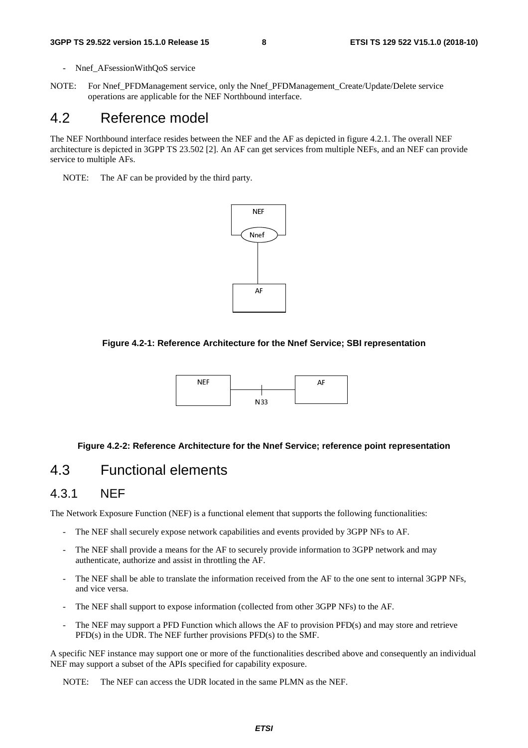- Nnef_AFsessionWithQoS service

NOTE: For Nnef_PFDManagement service, only the Nnef_PFDManagement_Create/Update/Delete service operations are applicable for the NEF Northbound interface.

## 4.2 Reference model

The NEF Northbound interface resides between the NEF and the AF as depicted in figure 4.2.1. The overall NEF architecture is depicted in 3GPP TS 23.502 [2]. An AF can get services from multiple NEFs, and an NEF can provide service to multiple AFs.

NOTE: The AF can be provided by the third party.

Figure 4.2-1: Reference Architecture for the Nnef Service; SBI representation

Figure 4.2-2: Reference Architecture for the Nnef Service; reference point representation

## 4.3 Functional elements

### 4.3.1 NEF

The Network Exposure Function (NEF) is a functional element that supports the following functionalities:

- The NEF shall securely expose network capabilities and events provided by 3GPP NFs to AF.
- The NEF shall provide a means for the AF to securely provide information to 3GPP network and may authenticate, authorize and assist in throttling the AF.
- The NEF shall be able to translate the information received from the AF to the one sent to internal 3GPP NFs, and vice versa.
- The NEF shall support to expose information (collected from other 3GPP NFs) to the AF.
- The NEF may support a PFD Function which allows the AF to provision PFD(s) and may store and retrieve PFD(s) in the UDR. The NEF further provisions PFD(s) to the SMF.

A specific NEF instance may support one or more of the functionalities described above and consequently an individual NEF may support a subset of the APIs specified for capability exposure.

NOTE: The NEF can access the UDR located in the same PLMN as the NEF.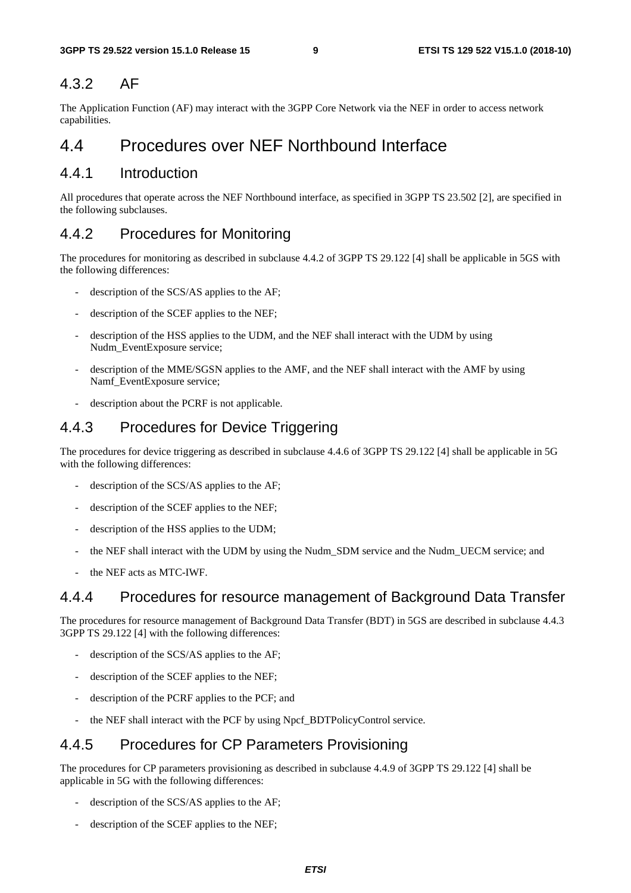### 4.3.2 AF

The Application Function (AF) may interact with the 3GPP Core Network via the NEF in order to access network capabilities.

## 4.4 Procedures over NEF Northbound Interface

### 4.4.1 Introduction

All procedures that operate across the NEF Northbound interface, as specified in 3GPP TS 23.502 [2], are specified in the following subclauses.

### 4.4.2 Procedures for Monitoring

The procedures for monitoring as described in subclause 4.4.2 of 3GPP TS 29.122 [4] shall be applicable in 5GS with the following differences:

- description of the SCS/AS applies to the AF;
- description of the SCEF applies to the NEF;
- description of the HSS applies to the UDM, and the NEF shall interact with the UDM by using Nudm_EventExposure service;
- description of the MME/SGSN applies to the AMF, and the NEF shall interact with the AMF by using Namf_EventExposure service;
- description about the PCRF is not applicable.

### 4.4.3 Procedures for Device Triggering

The procedures for device triggering as described in subclause 4.4.6 of 3GPP TS 29.122 [4] shall be applicable in 5G with the following differences:

- description of the SCS/AS applies to the AF;
- description of the SCEF applies to the NEF;
- description of the HSS applies to the UDM;
- the NEF shall interact with the UDM by using the Nudm_SDM service and the Nudm_UECM service; and
- the NEF acts as MTC-IWF.

### 4.4.4 Procedures for resource management of Background Data Transfer

The procedures for resource management of Background Data Transfer (BDT) in 5GS are described in subclause 4.4.3 3GPP TS 29.122 [4] with the following differences:

- description of the SCS/AS applies to the AF;
- description of the SCEF applies to the NEF;
- description of the PCRF applies to the PCF; and
- the NEF shall interact with the PCF by using Npcf_BDTPolicyControl service.

### 4.4.5 Procedures for CP Parameters Provisioning

The procedures for CP parameters provisioning as described in subclause 4.4.9 of 3GPP TS 29.122 [4] shall be applicable in 5G with the following differences:

- description of the SCS/AS applies to the AF;
- description of the SCEF applies to the NEF;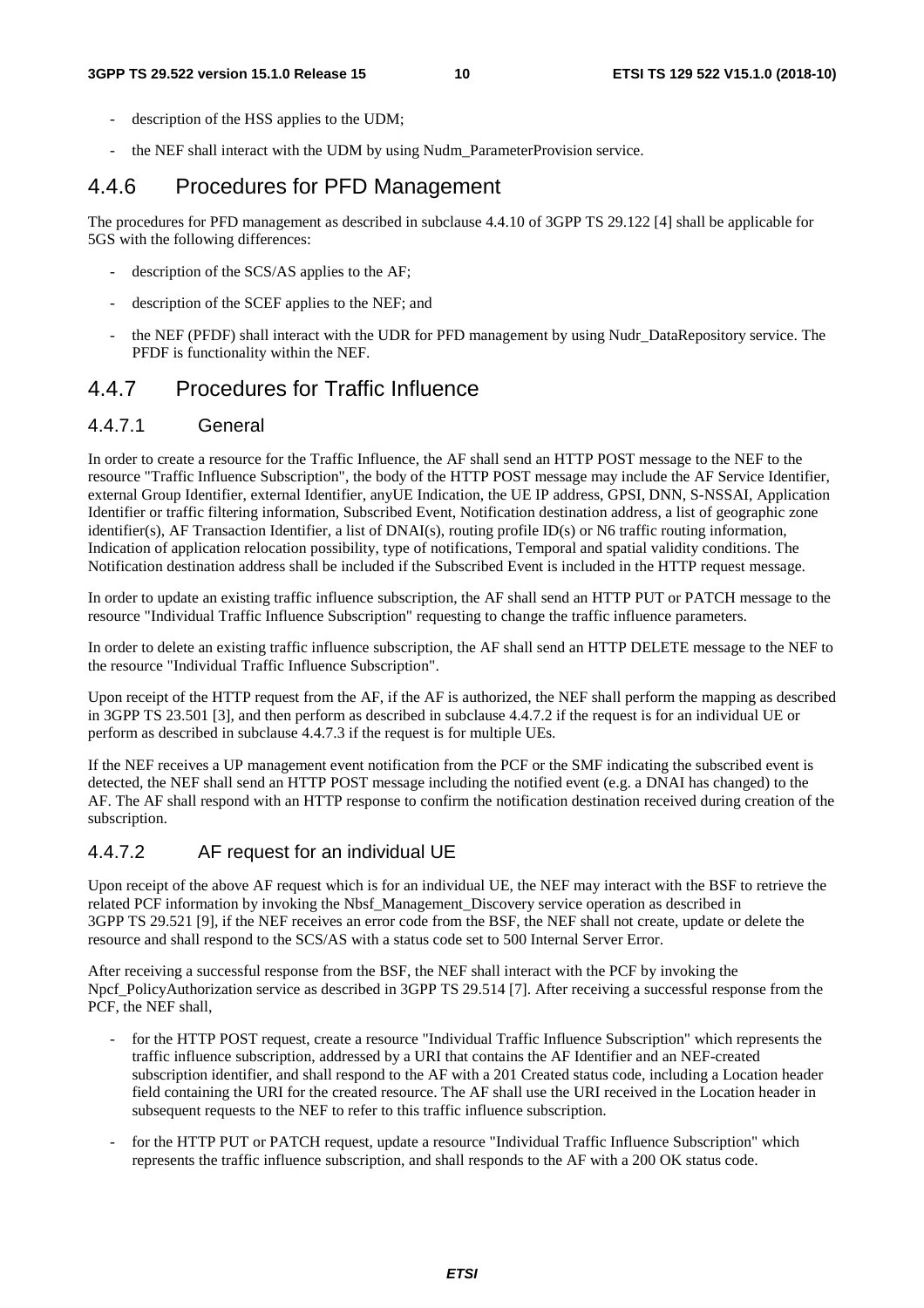- description of the HSS applies to the UDM;
- the NEF shall interact with the UDM by using Nudm_ParameterProvision service.

### 4.4.6 Procedures for PFD Management

The procedures for PFD management as described in subclause 4.4.10 of 3GPP TS 29.122 [4] shall be applicable for 5GS with the following differences:

- description of the SCS/AS applies to the AF;
- description of the SCEF applies to the NEF; and
- the NEF (PFDF) shall interact with the UDR for PFD management by using Nudr_DataRepository service. The PFDF is functionality within the NEF.

### 4.4.7 Procedures for Traffic Influence

#### 4.4.7.1 General

In order to create a resource for the Traffic Influence, the AF shall send an HTTP POST message to the NEF to the resource "Traffic Influence Subscription", the body of the HTTP POST message may include the AF Service Identifier, external Group Identifier, external Identifier, anyUE Indication, the UE IP address, GPSI, DNN, S-NSSAI, Application Identifier or traffic filtering information, Subscribed Event, Notification destination address, a list of geographic zone identifier(s), AF Transaction Identifier, a list of DNAI(s), routing profile ID(s) or N6 traffic routing information, Indication of application relocation possibility, type of notifications, Temporal and spatial validity conditions. The Notification destination address shall be included if the Subscribed Event is included in the HTTP request message.

In order to update an existing traffic influence subscription, the AF shall send an HTTP PUT or PATCH message to the resource "Individual Traffic Influence Subscription" requesting to change the traffic influence parameters.

In order to delete an existing traffic influence subscription, the AF shall send an HTTP DELETE message to the NEF to the resource "Individual Traffic Influence Subscription".

Upon receipt of the HTTP request from the AF, if the AF is authorized, the NEF shall perform the mapping as described in 3GPP TS 23.501 [3], and then perform as described in subclause 4.4.7.2 if the request is for an individual UE or perform as described in subclause 4.4.7.3 if the request is for multiple UEs.

If the NEF receives a UP management event notification from the PCF or the SMF indicating the subscribed event is detected, the NEF shall send an HTTP POST message including the notified event (e.g. a DNAI has changed) to the AF. The AF shall respond with an HTTP response to confirm the notification destination received during creation of the subscription.

#### 4.4.7.2 AF request for an individual UE

Upon receipt of the above AF request which is for an individual UE, the NEF may interact with the BSF to retrieve the related PCF information by invoking the Nbsf_Management_Discovery service operation as described in 3GPP TS 29.521 [9], if the NEF receives an error code from the BSF, the NEF shall not create, update or delete the resource and shall respond to the SCS/AS with a status code set to 500 Internal Server Error.

After receiving a successful response from the BSF, the NEF shall interact with the PCF by invoking the Npcf_PolicyAuthorization service as described in 3GPP TS 29.514 [7]. After receiving a successful response from the PCF, the NEF shall,

- for the HTTP POST request, create a resource "Individual Traffic Influence Subscription" which represents the traffic influence subscription, addressed by a URI that contains the AF Identifier and an NEF-created subscription identifier, and shall respond to the AF with a 201 Created status code, including a Location header field containing the URI for the created resource. The AF shall use the URI received in the Location header in subsequent requests to the NEF to refer to this traffic influence subscription.
- for the HTTP PUT or PATCH request, update a resource "Individual Traffic Influence Subscription" which represents the traffic influence subscription, and shall responds to the AF with a 200 OK status code.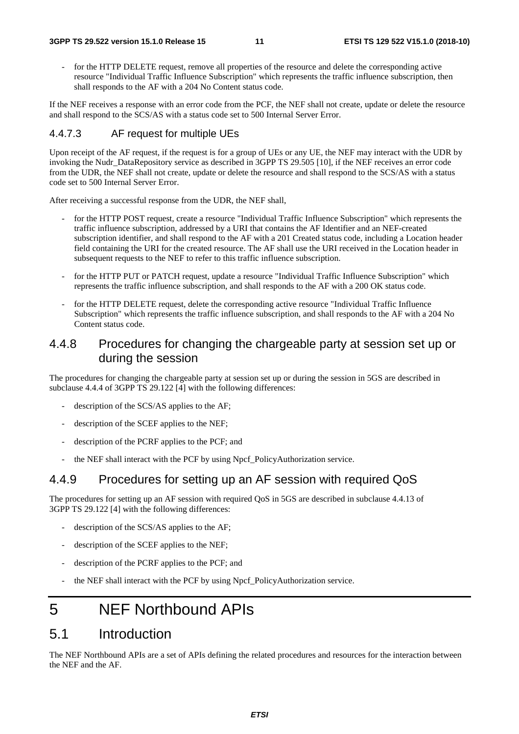- for the HTTP DELETE request, remove all properties of the resource and delete the corresponding active resource "Individual Traffic Influence Subscription" which represents the traffic influence subscription, then shall responds to the AF with a 204 No Content status code.

If the NEF receives a response with an error code from the PCF, the NEF shall not create, update or delete the resource and shall respond to the SCS/AS with a status code set to 500 Internal Server Error.

#### 4.4.7.3 AF request for multiple UEs

Upon receipt of the AF request, if the request is for a group of UEs or any UE, the NEF may interact with the UDR by invoking the Nudr_DataRepository service as described in 3GPP TS 29.505 [10], if the NEF receives an error code from the UDR, the NEF shall not create, update or delete the resource and shall respond to the SCS/AS with a status code set to 500 Internal Server Error.

After receiving a successful response from the UDR, the NEF shall,

- for the HTTP POST request, create a resource "Individual Traffic Influence Subscription" which represents the traffic influence subscription, addressed by a URI that contains the AF Identifier and an NEF-created subscription identifier, and shall respond to the AF with a 201 Created status code, including a Location header field containing the URI for the created resource. The AF shall use the URI received in the Location header in subsequent requests to the NEF to refer to this traffic influence subscription.
- for the HTTP PUT or PATCH request, update a resource "Individual Traffic Influence Subscription" which represents the traffic influence subscription, and shall responds to the AF with a 200 OK status code.
- for the HTTP DELETE request, delete the corresponding active resource "Individual Traffic Influence Subscription" which represents the traffic influence subscription, and shall responds to the AF with a 204 No Content status code.

### 4.4.8 Procedures for changing the chargeable party at session set up or during the session

The procedures for changing the chargeable party at session set up or during the session in 5GS are described in subclause 4.4.4 of 3GPP TS 29.122 [4] with the following differences:

- description of the SCS/AS applies to the AF;
- description of the SCEF applies to the NEF;
- description of the PCRF applies to the PCF; and
- the NEF shall interact with the PCF by using Npcf_PolicyAuthorization service.

### 4.4.9 Procedures for setting up an AF session with required QoS

The procedures for setting up an AF session with required QoS in 5GS are described in subclause 4.4.13 of 3GPP TS 29.122 [4] with the following differences:

- description of the SCS/AS applies to the AF;
- description of the SCEF applies to the NEF;
- description of the PCRF applies to the PCF; and
- the NEF shall interact with the PCF by using Npcf_PolicyAuthorization service.

# 5 NEF Northbound APIs

## 5.1 Introduction

The NEF Northbound APIs are a set of APIs defining the related procedures and resources for the interaction between the NEF and the AF.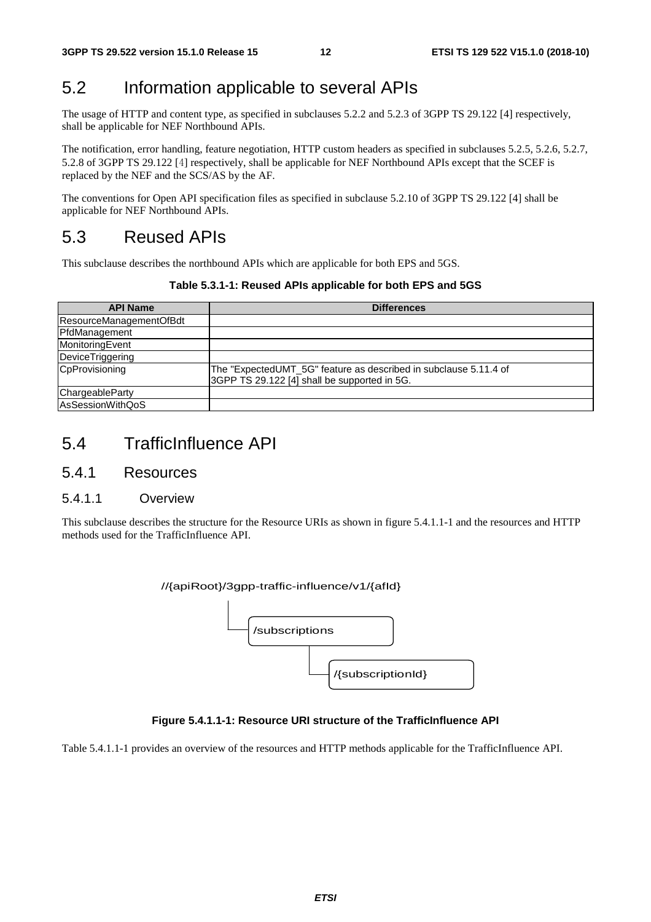## 5.2 Information applicable to several APIs

The usage of HTTP and content type, as specified in subclauses 5.2.2 and 5.2.3 of 3GPP TS 29.122 [4] respectively, shall be applicable for NEF Northbound APIs.

The notification, error handling, feature negotiation, HTTP custom headers as specified in subclauses 5.2.5, 5.2.6, 5.2.7, 5.2.8 of 3GPP TS 29.122 [4] respectively, shall be applicable for NEF Northbound APIs except that the SCEF is replaced by the NEF and the SCS/AS by the AF.

The conventions for Open API specification files as specified in subclause 5.2.10 of 3GPP TS 29.122 [4] shall be applicable for NEF Northbound APIs.

## 5.3 Reused APIs

This subclause describes the northbound APIs which are applicable for both EPS and 5GS.

**Table 5.3.1-1: Reused APIs applicable for both EPS and 5GS**

| API Name | Differences |
|---|---|
| ResourceManagementOfBdt | |
| PfdManagement | |
| MonitoringEvent | |
| DeviceTriggering | |
| CpProvisioning | The "ExpectedUMT_5G" feature as described in subclause 5.11.4 of 3GPP TS 29.122 [4] shall be supported in 5G. |
| ChargeableParty | |
| AsSessionWithQoS | |

## 5.4 TrafficInfluence API

### 5.4.1 Resources

#### 5.4.1.1 Overview

This subclause describes the structure for the Resource URIs as shown in figure 5.4.1.1-1 and the resources and HTTP methods used for the TrafficInfluence API.

```
//{apiRoot}/3gpp-traffic-influence/v1/{afId}
    └── /subscriptions
            └── /{subscriptionId}
```

**Figure 5.4.1.1-1: Resource URI structure of the TrafficInfluence API**

Table 5.4.1.1-1 provides an overview of the resources and HTTP methods applicable for the TrafficInfluence API.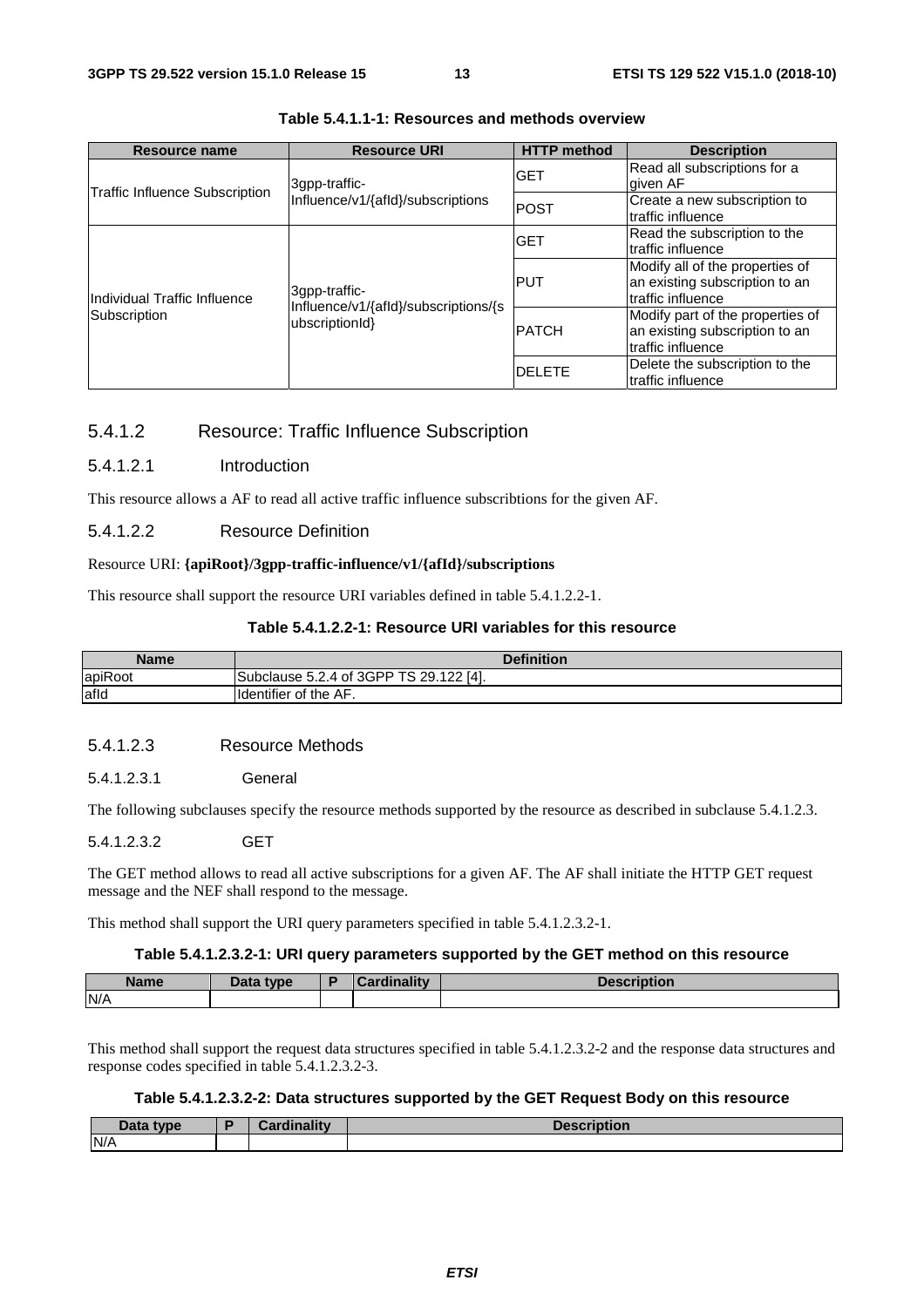**Table 5.4.1.1-1: Resources and methods overview**

| Resource name | Resource URI | HTTP method | Description |
| --- | --- | --- | --- |
| Traffic Influence Subscription | 3gpp-traffic-Influence/v1/{afId}/subscriptions | GET | Read all subscriptions for a given AF |
| | | POST | Create a new subscription to traffic influence |
| Individual Traffic Influence Subscription | 3gpp-traffic-Influence/v1/{afId}/subscriptions/{subscriptionId} | GET | Read the subscription to the traffic influence |
| | | PUT | Modify all of the properties of an existing subscription to an traffic influence |
| | | PATCH | Modify part of the properties of an existing subscription to an traffic influence |
| | | DELETE | Delete the subscription to the traffic influence |

### 5.4.1.2 Resource: Traffic Influence Subscription

#### 5.4.1.2.1 Introduction

This resource allows a AF to read all active traffic influence subscribtions for the given AF.

#### 5.4.1.2.2 Resource Definition

Resource URI: **{apiRoot}/3gpp-traffic-influence/v1/{afId}/subscriptions**

This resource shall support the resource URI variables defined in table 5.4.1.2.2-1.

**Table 5.4.1.2.2-1: Resource URI variables for this resource**

| Name | Definition |
| --- | --- |
| apiRoot | Subclause 5.2.4 of 3GPP TS 29.122 [4]. |
| afId | Identifier of the AF. |

#### 5.4.1.2.3 Resource Methods

##### 5.4.1.2.3.1 General

The following subclauses specify the resource methods supported by the resource as described in subclause 5.4.1.2.3.

##### 5.4.1.2.3.2 GET

The GET method allows to read all active subscriptions for a given AF. The AF shall initiate the HTTP GET request message and the NEF shall respond to the message.

This method shall support the URI query parameters specified in table 5.4.1.2.3.2-1.

**Table 5.4.1.2.3.2-1: URI query parameters supported by the GET method on this resource**

| Name | Data type | P | Cardinality | Description |
| --- | --- | --- | --- | --- |
| N/A | | | | |

This method shall support the request data structures specified in table 5.4.1.2.3.2-2 and the response data structures and response codes specified in table 5.4.1.2.3.2-3.

**Table 5.4.1.2.3.2-2: Data structures supported by the GET Request Body on this resource**

| Data type | P | Cardinality | Description |
| --- | --- | --- | --- |
| N/A | | | |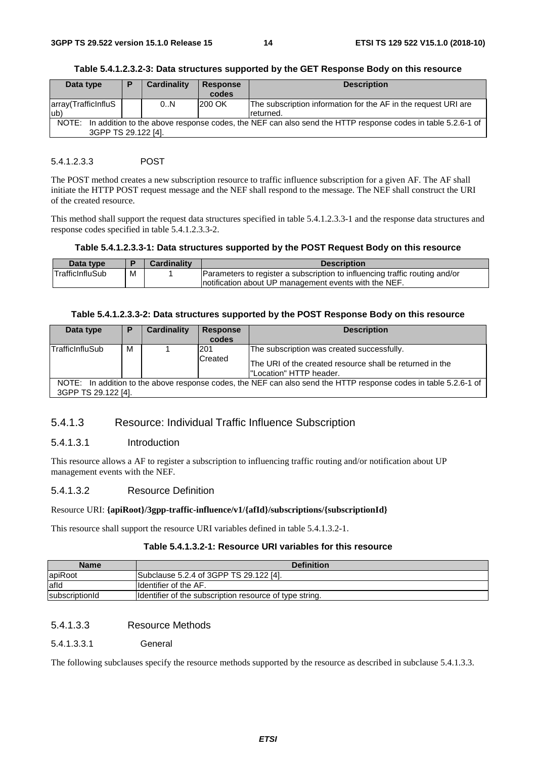**Table 5.4.1.2.3.2-3: Data structures supported by the GET Response Body on this resource**

| Data type | P | Cardinality | Response codes | Description |
|---|---|---|---|---|
| array(TrafficInfluSub) | | 0..N | 200 OK | The subscription information for the AF in the request URI are returned. |
| NOTE: In addition to the above response codes, the NEF can also send the HTTP response codes in table 5.2.6-1 of 3GPP TS 29.122 [4]. | | | | |

#### 5.4.1.2.3.3 POST

The POST method creates a new subscription resource to traffic influence subscription for a given AF. The AF shall initiate the HTTP POST request message and the NEF shall respond to the message. The NEF shall construct the URI of the created resource.

This method shall support the request data structures specified in table 5.4.1.2.3.3-1 and the response data structures and response codes specified in table 5.4.1.2.3.3-2.

**Table 5.4.1.2.3.3-1: Data structures supported by the POST Request Body on this resource**

| Data type | P | Cardinality | Description |
|---|---|---|---|
| TrafficInfluSub | M | 1 | Parameters to register a subscription to influencing traffic routing and/or notification about UP management events with the NEF. |

**Table 5.4.1.2.3.3-2: Data structures supported by the POST Response Body on this resource**

| Data type | P | Cardinality | Response codes | Description |
|---|---|---|---|---|
| TrafficInfluSub | M | 1 | 201 Created | The subscription was created successfully.<br><br>The URI of the created resource shall be returned in the "Location" HTTP header. |
| NOTE: In addition to the above response codes, the NEF can also send the HTTP response codes in table 5.2.6-1 of 3GPP TS 29.122 [4]. | | | | |

### 5.4.1.3 Resource: Individual Traffic Influence Subscription

#### 5.4.1.3.1 Introduction

This resource allows a AF to register a subscription to influencing traffic routing and/or notification about UP management events with the NEF.

#### 5.4.1.3.2 Resource Definition

Resource URI: **{apiRoot}/3gpp-traffic-influence/v1/{afId}/subscriptions/{subscriptionId}**

This resource shall support the resource URI variables defined in table 5.4.1.3.2-1.

**Table 5.4.1.3.2-1: Resource URI variables for this resource**

| Name | Definition |
|---|---|
| apiRoot | Subclause 5.2.4 of 3GPP TS 29.122 [4]. |
| afId | Identifier of the AF. |
| subscriptionId | Identifier of the subscription resource of type string. |

#### 5.4.1.3.3 Resource Methods

##### 5.4.1.3.3.1 General

The following subclauses specify the resource methods supported by the resource as described in subclause 5.4.1.3.3.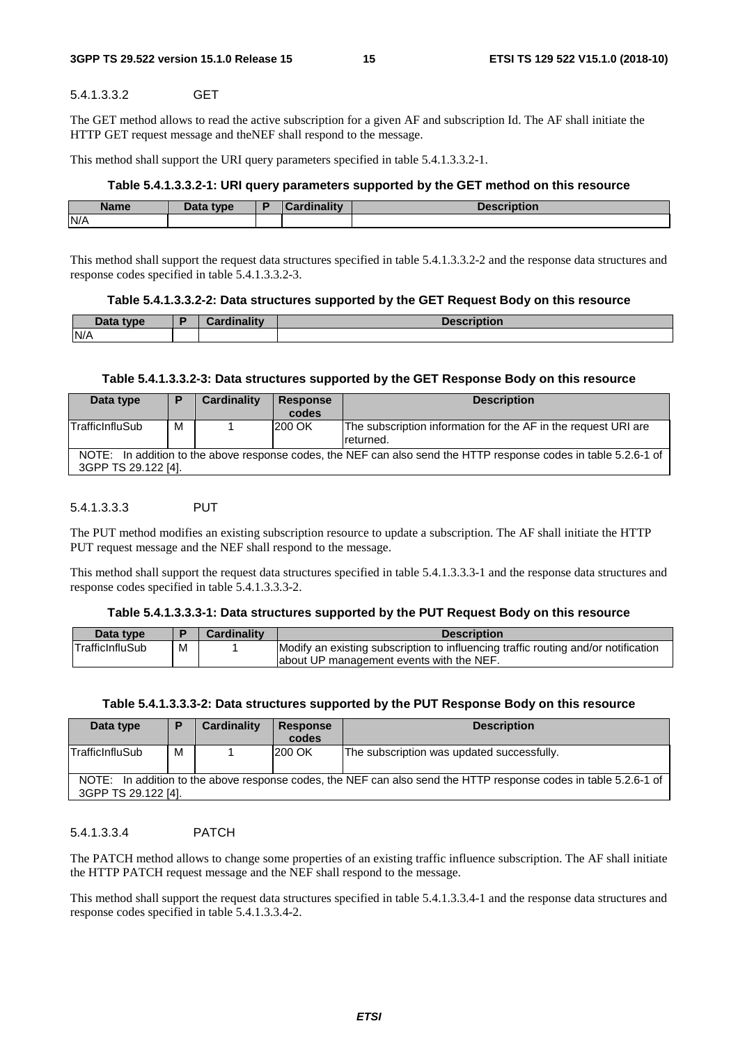##### 5.4.1.3.3.2 GET

The GET method allows to read the active subscription for a given AF and subscription Id. The AF shall initiate the HTTP GET request message and theNEF shall respond to the message.

This method shall support the URI query parameters specified in table 5.4.1.3.3.2-1.

**Table 5.4.1.3.3.2-1: URI query parameters supported by the GET method on this resource**

| Name | Data type | P | Cardinality | Description |
|---|---|---|---|---|
| N/A | | | | |

This method shall support the request data structures specified in table 5.4.1.3.3.2-2 and the response data structures and response codes specified in table 5.4.1.3.3.2-3.

**Table 5.4.1.3.3.2-2: Data structures supported by the GET Request Body on this resource**

| Data type | P | Cardinality | Description |
|---|---|---|---|
| N/A | | | |

**Table 5.4.1.3.3.2-3: Data structures supported by the GET Response Body on this resource**

| Data type | P | Cardinality | Response codes | Description |
|---|---|---|---|---|
| TrafficInfluSub | M | 1 | 200 OK | The subscription information for the AF in the request URI are returned. |
| NOTE: In addition to the above response codes, the NEF can also send the HTTP response codes in table 5.2.6-1 of 3GPP TS 29.122 [4]. | | | | |

##### 5.4.1.3.3.3 PUT

The PUT method modifies an existing subscription resource to update a subscription. The AF shall initiate the HTTP PUT request message and the NEF shall respond to the message.

This method shall support the request data structures specified in table 5.4.1.3.3.3-1 and the response data structures and response codes specified in table 5.4.1.3.3.3-2.

**Table 5.4.1.3.3.3-1: Data structures supported by the PUT Request Body on this resource**

| Data type | P | Cardinality | Description |
|---|---|---|---|
| TrafficInfluSub | M | 1 | Modify an existing subscription to influencing traffic routing and/or notification about UP management events with the NEF. |

**Table 5.4.1.3.3.3-2: Data structures supported by the PUT Response Body on this resource**

| Data type | P | Cardinality | Response codes | Description |
|---|---|---|---|---|
| TrafficInfluSub | M | 1 | 200 OK | The subscription was updated successfully. |
| NOTE: In addition to the above response codes, the NEF can also send the HTTP response codes in table 5.2.6-1 of 3GPP TS 29.122 [4]. | | | | |

##### 5.4.1.3.3.4 PATCH

The PATCH method allows to change some properties of an existing traffic influence subscription. The AF shall initiate the HTTP PATCH request message and the NEF shall respond to the message.

This method shall support the request data structures specified in table 5.4.1.3.3.4-1 and the response data structures and response codes specified in table 5.4.1.3.3.4-2.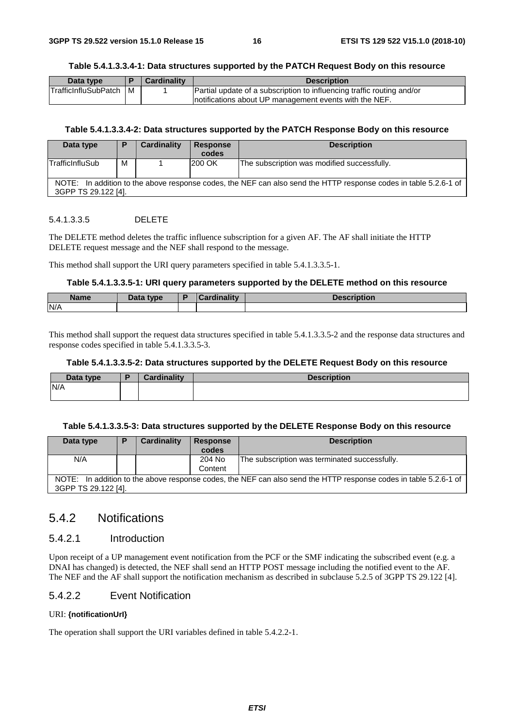**Table 5.4.1.3.3.4-1: Data structures supported by the PATCH Request Body on this resource**

| Data type | P | Cardinality | Description |
| --- | --- | --- | --- |
| TrafficInfluSubPatch | M | 1 | Partial update of a subscription to influencing traffic routing and/or notifications about UP management events with the NEF. |

**Table 5.4.1.3.3.4-2: Data structures supported by the PATCH Response Body on this resource**

| Data type | P | Cardinality | Response codes | Description |
| --- | --- | --- | --- | --- |
| TrafficInfluSub | M | 1 | 200 OK | The subscription was modified successfully. |
| NOTE: In addition to the above response codes, the NEF can also send the HTTP response codes in table 5.2.6-1 of 3GPP TS 29.122 [4]. | | | | |

#### 5.4.1.3.3.5 DELETE

The DELETE method deletes the traffic influence subscription for a given AF. The AF shall initiate the HTTP DELETE request message and the NEF shall respond to the message.

This method shall support the URI query parameters specified in table 5.4.1.3.3.5-1.

**Table 5.4.1.3.3.5-1: URI query parameters supported by the DELETE method on this resource**

| Name | Data type | P | Cardinality | Description |
| --- | --- | --- | --- | --- |
| N/A | | | | |

This method shall support the request data structures specified in table 5.4.1.3.3.5-2 and the response data structures and response codes specified in table 5.4.1.3.3.5-3.

**Table 5.4.1.3.3.5-2: Data structures supported by the DELETE Request Body on this resource**

| Data type | P | Cardinality | Description |
| --- | --- | --- | --- |
| N/A | | | |

**Table 5.4.1.3.3.5-3: Data structures supported by the DELETE Response Body on this resource**

| Data type | P | Cardinality | Response codes | Description |
| --- | --- | --- | --- | --- |
| N/A | | | 204 No Content | The subscription was terminated successfully. |
| NOTE: In addition to the above response codes, the NEF can also send the HTTP response codes in table 5.2.6-1 of 3GPP TS 29.122 [4]. | | | | |

## 5.4.2 Notifications

### 5.4.2.1 Introduction

Upon receipt of a UP management event notification from the PCF or the SMF indicating the subscribed event (e.g. a DNAI has changed) is detected, the NEF shall send an HTTP POST message including the notified event to the AF. The NEF and the AF shall support the notification mechanism as described in subclause 5.2.5 of 3GPP TS 29.122 [4].

### 5.4.2.2 Event Notification

URI: **{notificationUrl}**

The operation shall support the URI variables defined in table 5.4.2.2-1.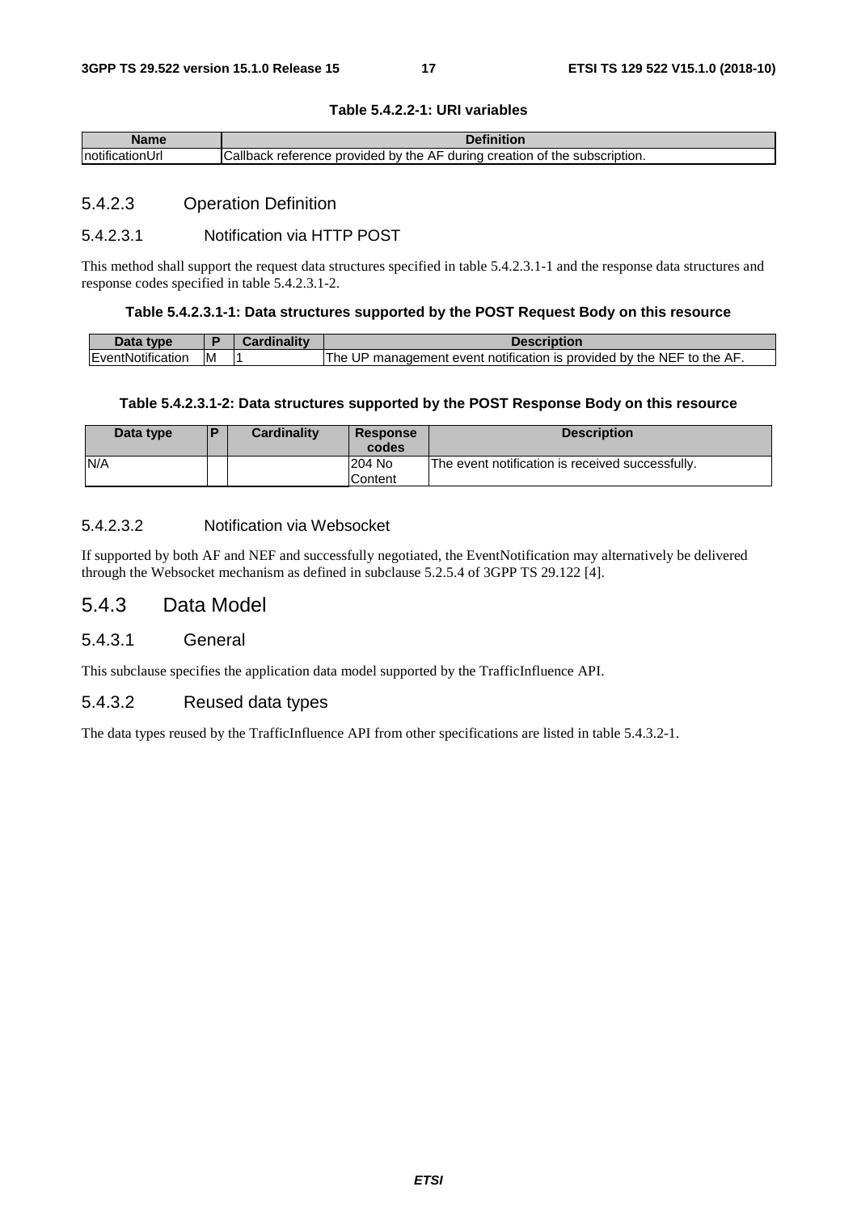**Table 5.4.2.2-1: URI variables**

| Name | Definition |
| --- | --- |
| notificationUrl | Callback reference provided by the AF during creation of the subscription. |

### 5.4.2.3 Operation Definition

#### 5.4.2.3.1 Notification via HTTP POST

This method shall support the request data structures specified in table 5.4.2.3.1-1 and the response data structures and response codes specified in table 5.4.2.3.1-2.

**Table 5.4.2.3.1-1: Data structures supported by the POST Request Body on this resource**

| Data type | P | Cardinality | Description |
| --- | --- | --- | --- |
| EventNotification | M | 1 | The UP management event notification is provided by the NEF to the AF. |

**Table 5.4.2.3.1-2: Data structures supported by the POST Response Body on this resource**

| Data type | P | Cardinality | Response codes | Description |
| --- | --- | --- | --- | --- |
| N/A | | | 204 No Content | The event notification is received successfully. |

#### 5.4.2.3.2 Notification via Websocket

If supported by both AF and NEF and successfully negotiated, the EventNotification may alternatively be delivered through the Websocket mechanism as defined in subclause 5.2.5.4 of 3GPP TS 29.122 [4].

## 5.4.3 Data Model

### 5.4.3.1 General

This subclause specifies the application data model supported by the TrafficInfluence API.

### 5.4.3.2 Reused data types

The data types reused by the TrafficInfluence API from other specifications are listed in table 5.4.3.2-1.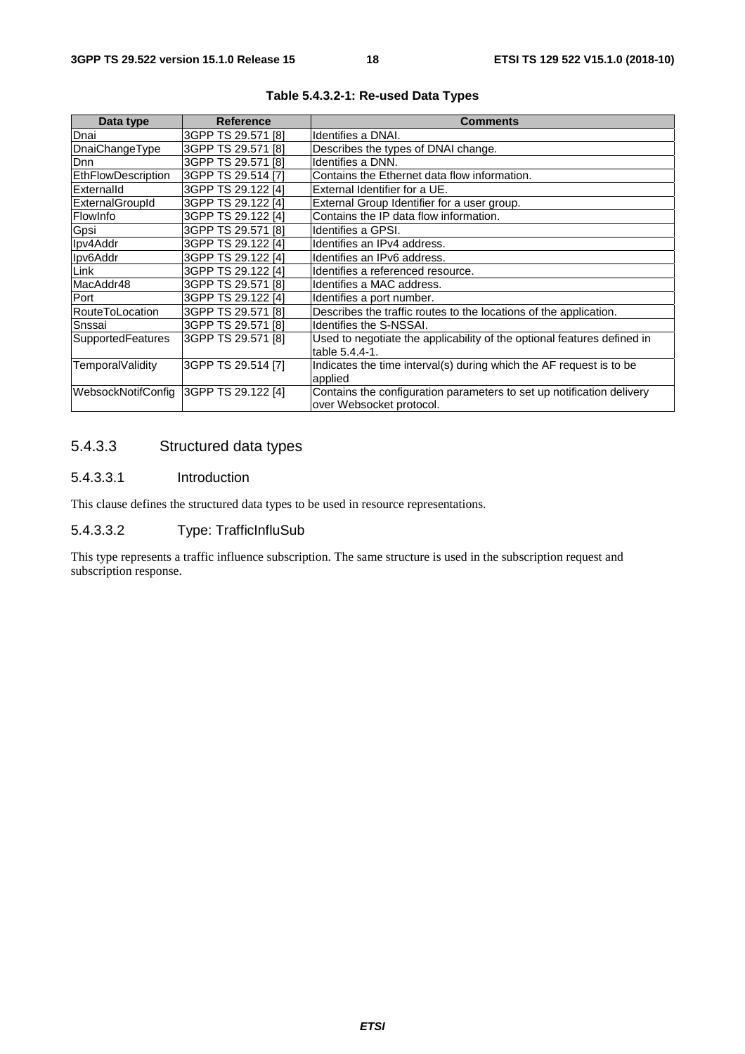**Table 5.4.3.2-1: Re-used Data Types**

| Data type | Reference | Comments |
| --- | --- | --- |
| Dnai | 3GPP TS 29.571 [8] | Identifies a DNAI. |
| DnaiChangeType | 3GPP TS 29.571 [8] | Describes the types of DNAI change. |
| Dnn | 3GPP TS 29.571 [8] | Identifies a DNN. |
| EthFlowDescription | 3GPP TS 29.514 [7] | Contains the Ethernet data flow information. |
| ExternalId | 3GPP TS 29.122 [4] | External Identifier for a UE. |
| ExternalGroupId | 3GPP TS 29.122 [4] | External Group Identifier for a user group. |
| FlowInfo | 3GPP TS 29.122 [4] | Contains the IP data flow information. |
| Gpsi | 3GPP TS 29.571 [8] | Identifies a GPSI. |
| Ipv4Addr | 3GPP TS 29.122 [4] | Identifies an IPv4 address. |
| Ipv6Addr | 3GPP TS 29.122 [4] | Identifies an IPv6 address. |
| Link | 3GPP TS 29.122 [4] | Identifies a referenced resource. |
| MacAddr48 | 3GPP TS 29.571 [8] | Identifies a MAC address. |
| Port | 3GPP TS 29.122 [4] | Identifies a port number. |
| RouteToLocation | 3GPP TS 29.571 [8] | Describes the traffic routes to the locations of the application. |
| Snssai | 3GPP TS 29.571 [8] | Identifies the S-NSSAI. |
| SupportedFeatures | 3GPP TS 29.571 [8] | Used to negotiate the applicability of the optional features defined in table 5.4.4-1. |
| TemporalValidity | 3GPP TS 29.514 [7] | Indicates the time interval(s) during which the AF request is to be applied |
| WebsockNotifConfig | 3GPP TS 29.122 [4] | Contains the configuration parameters to set up notification delivery over Websocket protocol. |

### 5.4.3.3 Structured data types

#### 5.4.3.3.1 Introduction

This clause defines the structured data types to be used in resource representations.

#### 5.4.3.3.2 Type: TrafficInfluSub

This type represents a traffic influence subscription. The same structure is used in the subscription request and subscription response.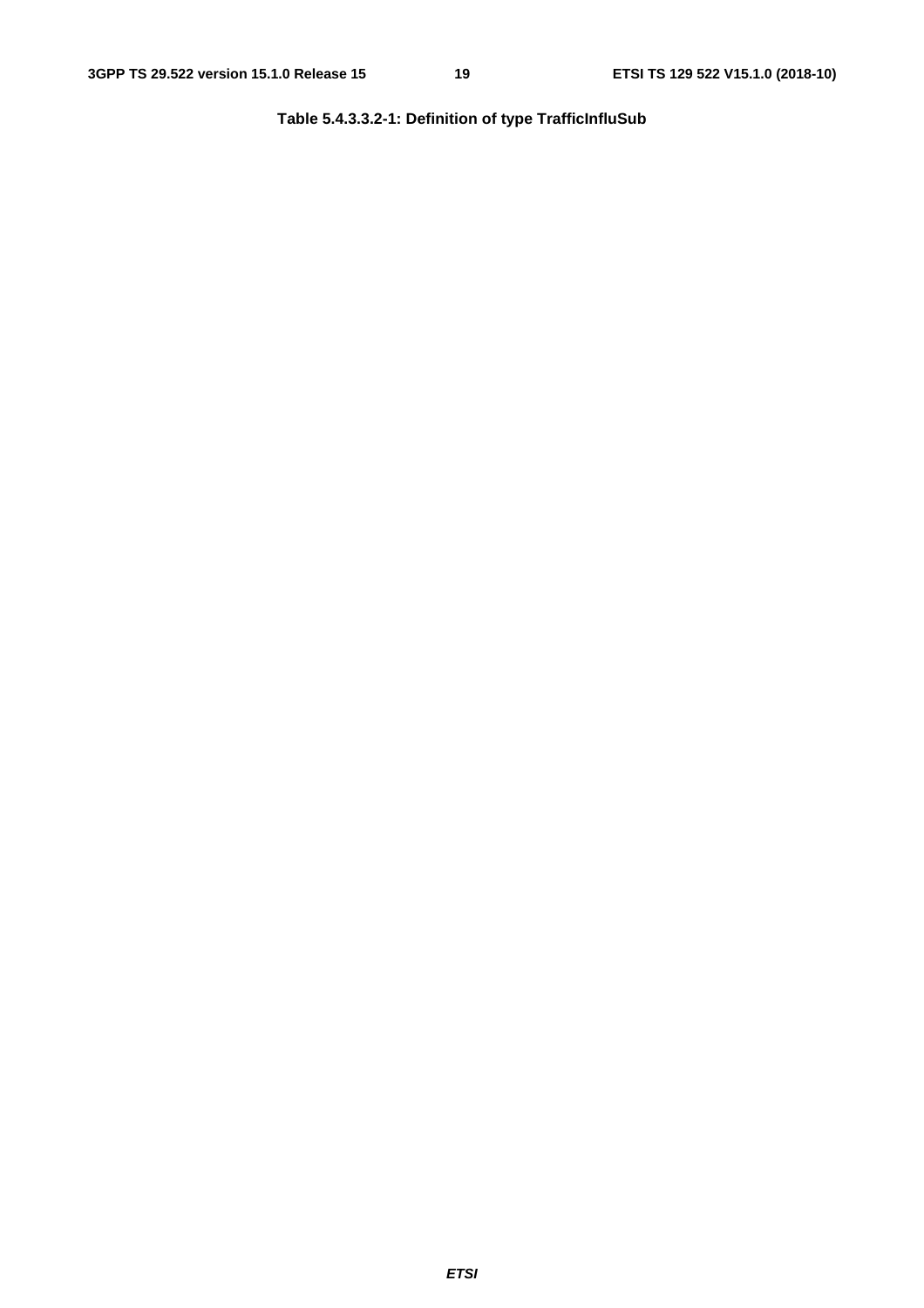**Table 5.4.3.3.2-1: Definition of type TrafficInfluSub**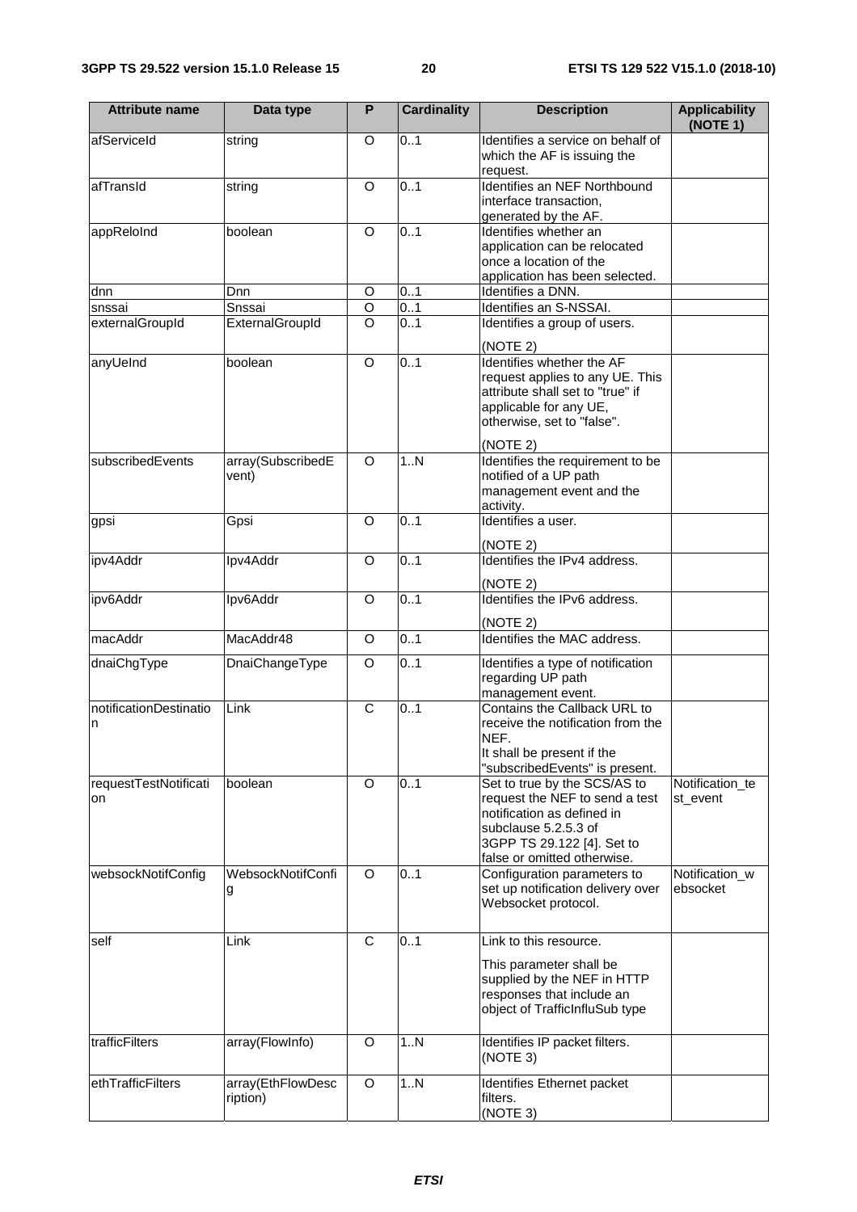| Attribute name | Data type | P | Cardinality | Description | Applicability (NOTE 1) |
| --- | --- | --- | --- | --- | --- |
| afServiceId | string | O | 0..1 | Identifies a service on behalf of which the AF is issuing the request. | |
| afTransId | string | O | 0..1 | Identifies an NEF Northbound interface transaction, generated by the AF. | |
| appReloInd | boolean | O | 0..1 | Identifies whether an application can be relocated once a location of the application has been selected. | |
| dnn | Dnn | O | 0..1 | Identifies a DNN. | |
| snssai | Snssai | O | 0..1 | Identifies an S-NSSAI. | |
| externalGroupId | ExternalGroupId | O | 0..1 | Identifies a group of users.<br><br>(NOTE 2) | |
| anyUeInd | boolean | O | 0..1 | Identifies whether the AF request applies to any UE. This attribute shall set to "true" if applicable for any UE, otherwise, set to "false".<br><br>(NOTE 2) | |
| subscribedEvents | array(SubscribedEvent) | O | 1..N | Identifies the requirement to be notified of a UP path management event and the activity. | |
| gpsi | Gpsi | O | 0..1 | Identifies a user.<br><br>(NOTE 2) | |
| ipv4Addr | Ipv4Addr | O | 0..1 | Identifies the IPv4 address.<br><br>(NOTE 2) | |
| ipv6Addr | Ipv6Addr | O | 0..1 | Identifies the IPv6 address.<br><br>(NOTE 2) | |
| macAddr | MacAddr48 | O | 0..1 | Identifies the MAC address. | |
| dnaiChgType | DnaiChangeType | O | 0..1 | Identifies a type of notification regarding UP path management event. | |
| notificationDestination | Link | C | 0..1 | Contains the Callback URL to receive the notification from the NEF.<br>It shall be present if the "subscribedEvents" is present. | |
| requestTestNotification | boolean | O | 0..1 | Set to true by the SCS/AS to request the NEF to send a test notification as defined in subclause 5.2.5.3 of 3GPP TS 29.122 [4]. Set to false or omitted otherwise. | Notification_test_event |
| websockNotifConfig | WebsockNotifConfig | O | 0..1 | Configuration parameters to set up notification delivery over Websocket protocol. | Notification_websocket |
| self | Link | C | 0..1 | Link to this resource.<br><br>This parameter shall be supplied by the NEF in HTTP responses that include an object of TrafficInfluSub type | |
| trafficFilters | array(FlowInfo) | O | 1..N | Identifies IP packet filters.<br>(NOTE 3) | |
| ethTrafficFilters | array(EthFlowDescription) | O | 1..N | Identifies Ethernet packet filters.<br>(NOTE 3) | |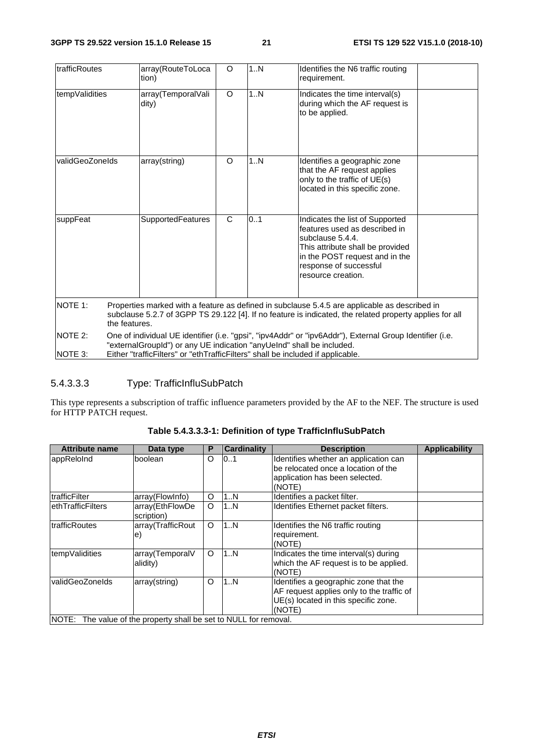| trafficRoutes | array(RouteToLocation) | O | 1..N | Identifies the N6 traffic routing requirement. | |
|---|---|---|---|---|---|
| tempValidities | array(TemporalValidity) | O | 1..N | Indicates the time interval(s) during which the AF request is to be applied. | |
| validGeoZoneIds | array(string) | O | 1..N | Identifies a geographic zone that the AF request applies only to the traffic of UE(s) located in this specific zone. | |
| suppFeat | SupportedFeatures | C | 0..1 | Indicates the list of Supported features used as described in subclause 5.4.4. This attribute shall be provided in the POST request and in the response of successful resource creation. | |
| NOTE 1: Properties marked with a feature as defined in subclause 5.4.5 are applicable as described in subclause 5.2.7 of 3GPP TS 29.122 [4]. If no feature is indicated, the related property applies for all the features. | | | | | |
| NOTE 2: One of individual UE identifier (i.e. "gpsi", "ipv4Addr" or "ipv6Addr"), External Group Identifier (i.e. "externalGroupId") or any UE indication "anyUeInd" shall be included. | | | | | |
| NOTE 3: Either "trafficFilters" or "ethTrafficFilters" shall be included if applicable. | | | | | |

#### 5.4.3.3.3 Type: TrafficInfluSubPatch

This type represents a subscription of traffic influence parameters provided by the AF to the NEF. The structure is used for HTTP PATCH request.

**Table 5.4.3.3.3-1: Definition of type TrafficInfluSubPatch**

| Attribute name | Data type | P | Cardinality | Description | Applicability |
|---|---|---|---|---|---|
| appReloInd | boolean | O | 0..1 | Identifies whether an application can be relocated once a location of the application has been selected. (NOTE) | |
| trafficFilter | array(FlowInfo) | O | 1..N | Identifies a packet filter. | |
| ethTrafficFilters | array(EthFlowDescription) | O | 1..N | Identifies Ethernet packet filters. | |
| trafficRoutes | array(TrafficRoute) | O | 1..N | Identifies the N6 traffic routing requirement. (NOTE) | |
| tempValidities | array(TemporalValidity) | O | 1..N | Indicates the time interval(s) during which the AF request is to be applied. (NOTE) | |
| validGeoZoneIds | array(string) | O | 1..N | Identifies a geographic zone that the AF request applies only to the traffic of UE(s) located in this specific zone. (NOTE) | |
| NOTE: The value of the property shall be set to NULL for removal. | | | | | |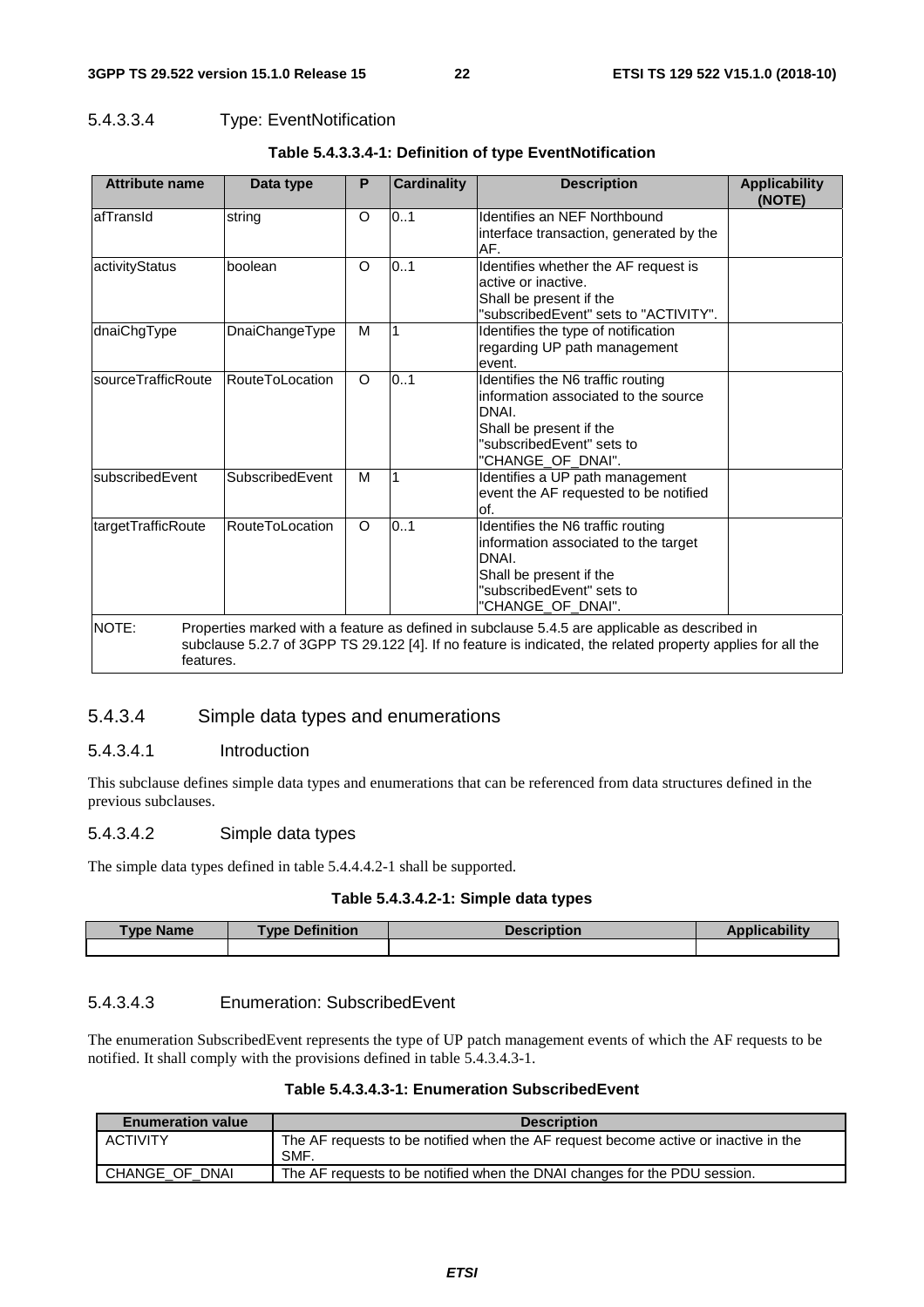#### 5.4.3.3.4 Type: EventNotification

**Table 5.4.3.3.4-1: Definition of type EventNotification**

| Attribute name | Data type | P | Cardinality | Description | Applicability (NOTE) |
|---|---|---|---|---|---|
| afTransId | string | O | 0..1 | Identifies an NEF Northbound interface transaction, generated by the AF. | |
| activityStatus | boolean | O | 0..1 | Identifies whether the AF request is active or inactive. Shall be present if the "subscribedEvent" sets to "ACTIVITY". | |
| dnaiChgType | DnaiChangeType | M | 1 | Identifies the type of notification regarding UP path management event. | |
| sourceTrafficRoute | RouteToLocation | O | 0..1 | Identifies the N6 traffic routing information associated to the source DNAI. Shall be present if the "subscribedEvent" sets to "CHANGE_OF_DNAI". | |
| subscribedEvent | SubscribedEvent | M | 1 | Identifies a UP path management event the AF requested to be notified of. | |
| targetTrafficRoute | RouteToLocation | O | 0..1 | Identifies the N6 traffic routing information associated to the target DNAI. Shall be present if the "subscribedEvent" sets to "CHANGE_OF_DNAI". | |
| NOTE: Properties marked with a feature as defined in subclause 5.4.5 are applicable as described in subclause 5.2.7 of 3GPP TS 29.122 [4]. If no feature is indicated, the related property applies for all the features. | | | | | |

### 5.4.3.4 Simple data types and enumerations

#### 5.4.3.4.1 Introduction

This subclause defines simple data types and enumerations that can be referenced from data structures defined in the previous subclauses.

#### 5.4.3.4.2 Simple data types

The simple data types defined in table 5.4.4.4.2-1 shall be supported.

**Table 5.4.3.4.2-1: Simple data types**

| Type Name | Type Definition | Description | Applicability |
|---|---|---|---|
| | | | |

#### 5.4.3.4.3 Enumeration: SubscribedEvent

The enumeration SubscribedEvent represents the type of UP patch management events of which the AF requests to be notified. It shall comply with the provisions defined in table 5.4.3.4.3-1.

**Table 5.4.3.4.3-1: Enumeration SubscribedEvent**

| Enumeration value | Description |
|---|---|
| ACTIVITY | The AF requests to be notified when the AF request become active or inactive in the SMF. |
| CHANGE_OF_DNAI | The AF requests to be notified when the DNAI changes for the PDU session. |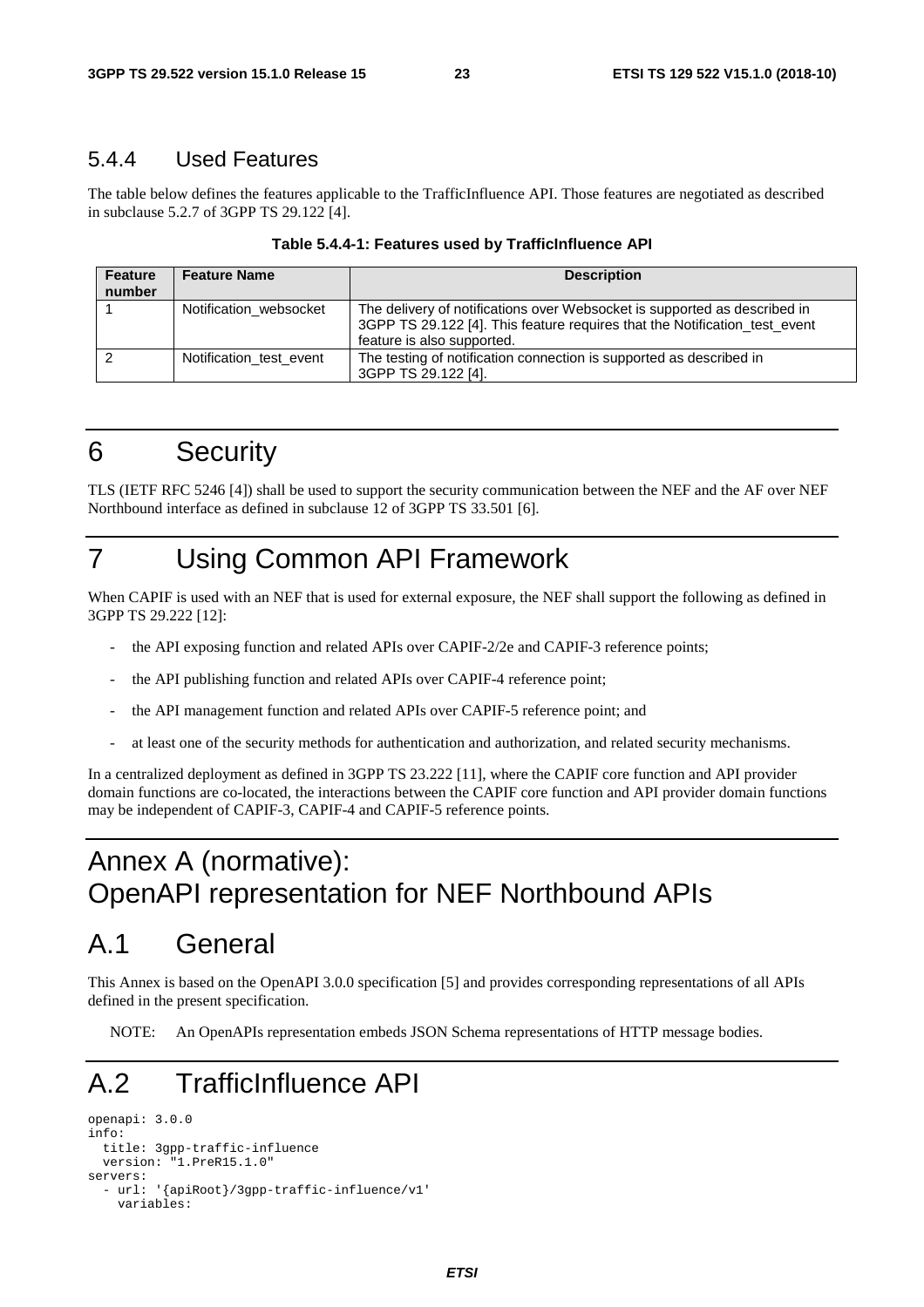### 5.4.4 Used Features

The table below defines the features applicable to the TrafficInfluence API. Those features are negotiated as described in subclause 5.2.7 of 3GPP TS 29.122 [4].

**Table 5.4.4-1: Features used by TrafficInfluence API**

| Feature number | Feature Name | Description |
|---|---|---|
| 1 | Notification_websocket | The delivery of notifications over Websocket is supported as described in 3GPP TS 29.122 [4]. This feature requires that the Notification_test_event feature is also supported. |
| 2 | Notification_test_event | The testing of notification connection is supported as described in 3GPP TS 29.122 [4]. |

# 6 Security

TLS (IETF RFC 5246 [4]) shall be used to support the security communication between the NEF and the AF over NEF Northbound interface as defined in subclause 12 of 3GPP TS 33.501 [6].

# 7 Using Common API Framework

When CAPIF is used with an NEF that is used for external exposure, the NEF shall support the following as defined in 3GPP TS 29.222 [12]:

- the API exposing function and related APIs over CAPIF-2/2e and CAPIF-3 reference points;
- the API publishing function and related APIs over CAPIF-4 reference point;
- the API management function and related APIs over CAPIF-5 reference point; and
- at least one of the security methods for authentication and authorization, and related security mechanisms.

In a centralized deployment as defined in 3GPP TS 23.222 [11], where the CAPIF core function and API provider domain functions are co-located, the interactions between the CAPIF core function and API provider domain functions may be independent of CAPIF-3, CAPIF-4 and CAPIF-5 reference points.

# Annex A (normative): OpenAPI representation for NEF Northbound APIs

# A.1 General

This Annex is based on the OpenAPI 3.0.0 specification [5] and provides corresponding representations of all APIs defined in the present specification.

NOTE: An OpenAPIs representation embeds JSON Schema representations of HTTP message bodies.

# A.2 TrafficInfluence API

```
openapi: 3.0.0
info:
  title: 3gpp-traffic-influence
  version: "1.PreR15.1.0"
servers:
  - url: '{apiRoot}/3gpp-traffic-influence/v1'
    variables:
```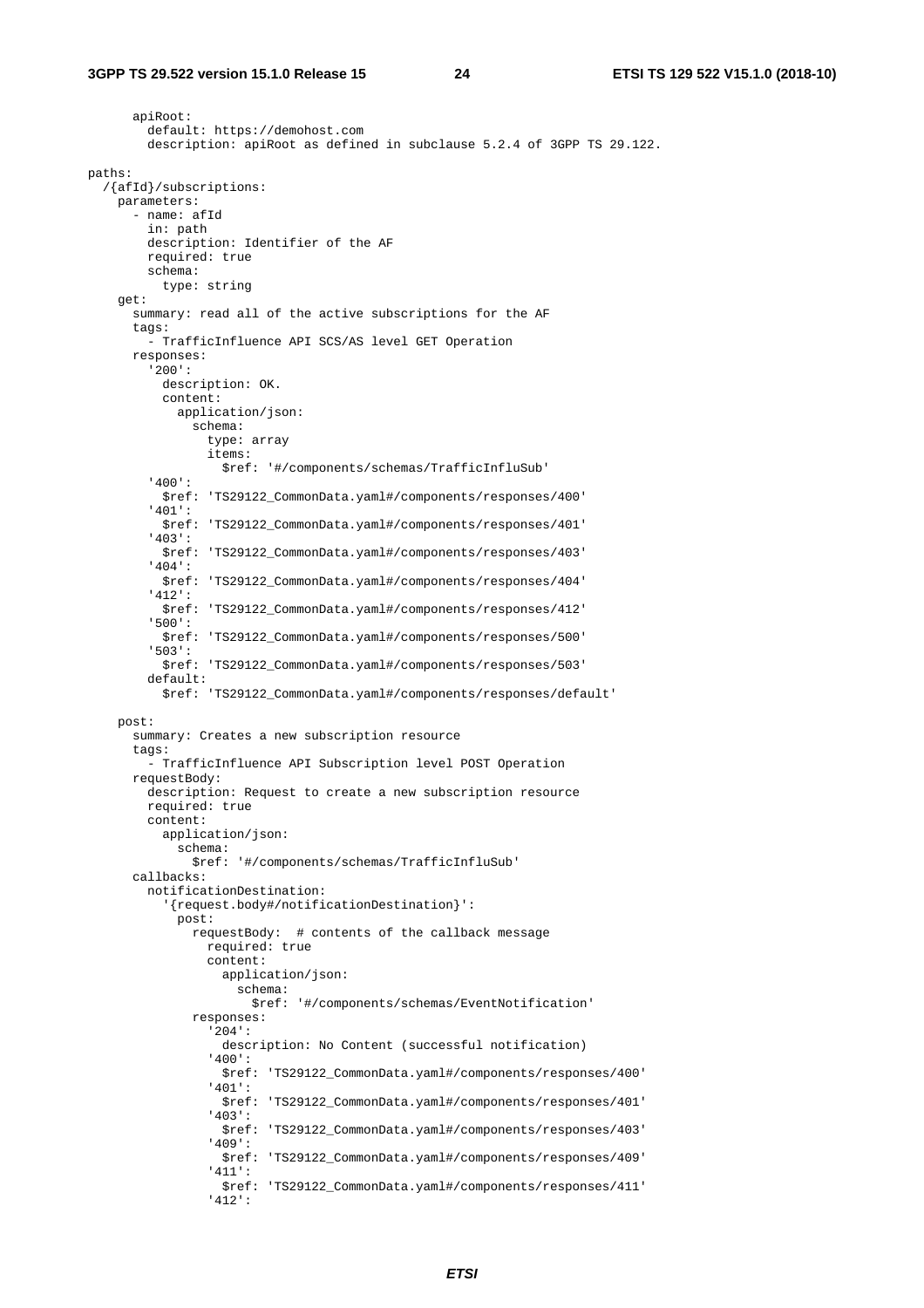```
      apiRoot:
        default: https://demohost.com
        description: apiRoot as defined in subclause 5.2.4 of 3GPP TS 29.122.

paths:
  /{afId}/subscriptions:
    parameters:
      - name: afId
        in: path
        description: Identifier of the AF
        required: true
        schema:
          type: string
    get:
      summary: read all of the active subscriptions for the AF
      tags:
        - TrafficInfluence API SCS/AS level GET Operation
      responses:
        '200':
          description: OK.
          content:
            application/json:
              schema:
                type: array
                items:
                  $ref: '#/components/schemas/TrafficInfluSub'
        '400':
          $ref: 'TS29122_CommonData.yaml#/components/responses/400'
        '401':
          $ref: 'TS29122_CommonData.yaml#/components/responses/401'
        '403':
          $ref: 'TS29122_CommonData.yaml#/components/responses/403'
        '404':
          $ref: 'TS29122_CommonData.yaml#/components/responses/404'
        '412':
          $ref: 'TS29122_CommonData.yaml#/components/responses/412'
        '500':
          $ref: 'TS29122_CommonData.yaml#/components/responses/500'
        '503':
          $ref: 'TS29122_CommonData.yaml#/components/responses/503'
        default:
          $ref: 'TS29122_CommonData.yaml#/components/responses/default'

    post:
      summary: Creates a new subscription resource
      tags:
        - TrafficInfluence API Subscription level POST Operation
      requestBody:
        description: Request to create a new subscription resource
        required: true
        content:
          application/json:
            schema:
              $ref: '#/components/schemas/TrafficInfluSub'
      callbacks:
        notificationDestination:
          '{request.body#/notificationDestination}':
            post:
              requestBody:  # contents of the callback message
                required: true
                content:
                  application/json:
                    schema:
                      $ref: '#/components/schemas/EventNotification'
              responses:
                '204':
                  description: No Content (successful notification)
                '400':
                  $ref: 'TS29122_CommonData.yaml#/components/responses/400'
                '401':
                  $ref: 'TS29122_CommonData.yaml#/components/responses/401'
                '403':
                  $ref: 'TS29122_CommonData.yaml#/components/responses/403'
                '409':
                  $ref: 'TS29122_CommonData.yaml#/components/responses/409'
                '411':
                  $ref: 'TS29122_CommonData.yaml#/components/responses/411'
                '412':
```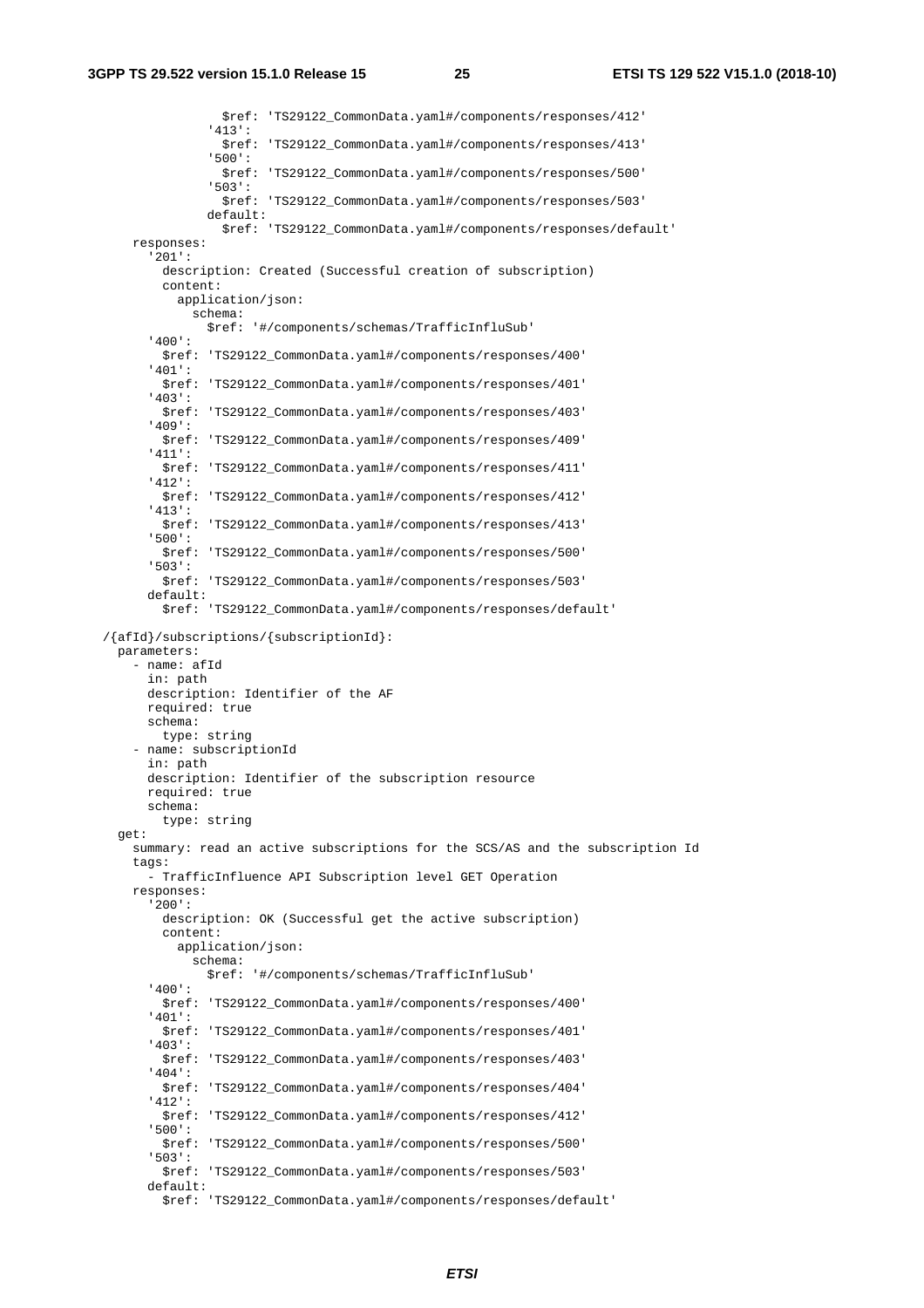```
              $ref: 'TS29122_CommonData.yaml#/components/responses/412'
            '413':
              $ref: 'TS29122_CommonData.yaml#/components/responses/413'
            '500':
              $ref: 'TS29122_CommonData.yaml#/components/responses/500'
            '503':
              $ref: 'TS29122_CommonData.yaml#/components/responses/503'
            default:
              $ref: 'TS29122_CommonData.yaml#/components/responses/default'
    responses:
      '201':
        description: Created (Successful creation of subscription)
        content:
          application/json:
            schema:
              $ref: '#/components/schemas/TrafficInfluSub'
      '400':
        $ref: 'TS29122_CommonData.yaml#/components/responses/400'
      '401':
        $ref: 'TS29122_CommonData.yaml#/components/responses/401'
      '403':
        $ref: 'TS29122_CommonData.yaml#/components/responses/403'
      '409':
        $ref: 'TS29122_CommonData.yaml#/components/responses/409'
      '411':
        $ref: 'TS29122_CommonData.yaml#/components/responses/411'
      '412':
        $ref: 'TS29122_CommonData.yaml#/components/responses/412'
      '413':
        $ref: 'TS29122_CommonData.yaml#/components/responses/413'
      '500':
        $ref: 'TS29122_CommonData.yaml#/components/responses/500'
      '503':
        $ref: 'TS29122_CommonData.yaml#/components/responses/503'
      default:
        $ref: 'TS29122_CommonData.yaml#/components/responses/default'

/{afId}/subscriptions/{subscriptionId}:
  parameters:
    - name: afId
      in: path
      description: Identifier of the AF
      required: true
      schema:
        type: string
    - name: subscriptionId
      in: path
      description: Identifier of the subscription resource
      required: true
      schema:
        type: string
  get:
    summary: read an active subscriptions for the SCS/AS and the subscription Id
    tags:
      - TrafficInfluence API Subscription level GET Operation
    responses:
      '200':
        description: OK (Successful get the active subscription)
        content:
          application/json:
            schema:
              $ref: '#/components/schemas/TrafficInfluSub'
      '400':
        $ref: 'TS29122_CommonData.yaml#/components/responses/400'
      '401':
        $ref: 'TS29122_CommonData.yaml#/components/responses/401'
      '403':
        $ref: 'TS29122_CommonData.yaml#/components/responses/403'
      '404':
        $ref: 'TS29122_CommonData.yaml#/components/responses/404'
      '412':
        $ref: 'TS29122_CommonData.yaml#/components/responses/412'
      '500':
        $ref: 'TS29122_CommonData.yaml#/components/responses/500'
      '503':
        $ref: 'TS29122_CommonData.yaml#/components/responses/503'
      default:
        $ref: 'TS29122_CommonData.yaml#/components/responses/default'
```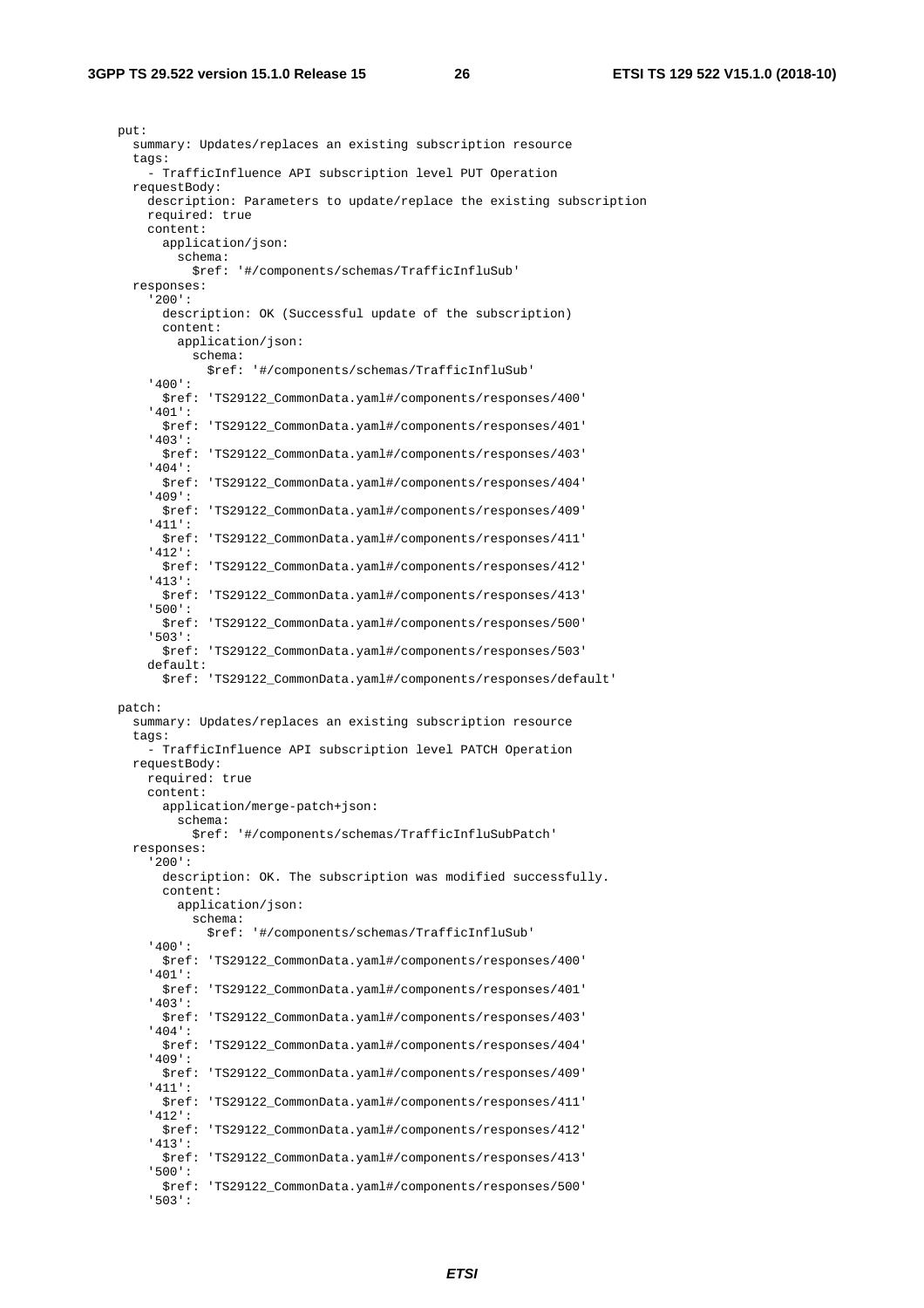```
    put:
      summary: Updates/replaces an existing subscription resource
      tags:
        - TrafficInfluence API subscription level PUT Operation
      requestBody:
        description: Parameters to update/replace the existing subscription
        required: true
        content:
          application/json:
            schema:
              $ref: '#/components/schemas/TrafficInfluSub'
      responses:
        '200':
          description: OK (Successful update of the subscription)
          content:
            application/json:
              schema:
                $ref: '#/components/schemas/TrafficInfluSub'
        '400':
          $ref: 'TS29122_CommonData.yaml#/components/responses/400'
        '401':
          $ref: 'TS29122_CommonData.yaml#/components/responses/401'
        '403':
          $ref: 'TS29122_CommonData.yaml#/components/responses/403'
        '404':
          $ref: 'TS29122_CommonData.yaml#/components/responses/404'
        '409':
          $ref: 'TS29122_CommonData.yaml#/components/responses/409'
        '411':
          $ref: 'TS29122_CommonData.yaml#/components/responses/411'
        '412':
          $ref: 'TS29122_CommonData.yaml#/components/responses/412'
        '413':
          $ref: 'TS29122_CommonData.yaml#/components/responses/413'
        '500':
          $ref: 'TS29122_CommonData.yaml#/components/responses/500'
        '503':
          $ref: 'TS29122_CommonData.yaml#/components/responses/503'
        default:
          $ref: 'TS29122_CommonData.yaml#/components/responses/default'

    patch:
      summary: Updates/replaces an existing subscription resource
      tags:
        - TrafficInfluence API subscription level PATCH Operation
      requestBody:
        required: true
        content:
          application/merge-patch+json:
            schema:
              $ref: '#/components/schemas/TrafficInfluSubPatch'
      responses:
        '200':
          description: OK. The subscription was modified successfully.
          content:
            application/json:
              schema:
                $ref: '#/components/schemas/TrafficInfluSub'
        '400':
          $ref: 'TS29122_CommonData.yaml#/components/responses/400'
        '401':
          $ref: 'TS29122_CommonData.yaml#/components/responses/401'
        '403':
          $ref: 'TS29122_CommonData.yaml#/components/responses/403'
        '404':
          $ref: 'TS29122_CommonData.yaml#/components/responses/404'
        '409':
          $ref: 'TS29122_CommonData.yaml#/components/responses/409'
        '411':
          $ref: 'TS29122_CommonData.yaml#/components/responses/411'
        '412':
          $ref: 'TS29122_CommonData.yaml#/components/responses/412'
        '413':
          $ref: 'TS29122_CommonData.yaml#/components/responses/413'
        '500':
          $ref: 'TS29122_CommonData.yaml#/components/responses/500'
        '503':
```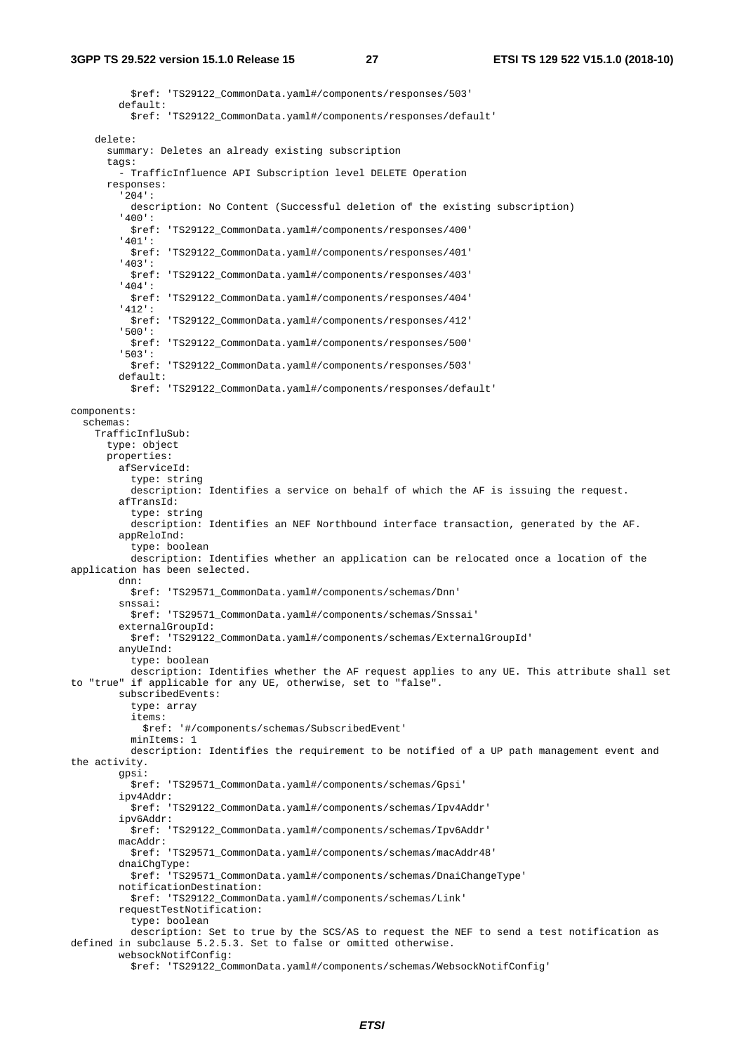```
          $ref: 'TS29122_CommonData.yaml#/components/responses/503'
        default:
          $ref: 'TS29122_CommonData.yaml#/components/responses/default'

    delete:
      summary: Deletes an already existing subscription
      tags:
        - TrafficInfluence API Subscription level DELETE Operation
      responses:
        '204':
          description: No Content (Successful deletion of the existing subscription)
        '400':
          $ref: 'TS29122_CommonData.yaml#/components/responses/400'
        '401':
          $ref: 'TS29122_CommonData.yaml#/components/responses/401'
        '403':
          $ref: 'TS29122_CommonData.yaml#/components/responses/403'
        '404':
          $ref: 'TS29122_CommonData.yaml#/components/responses/404'
        '412':
          $ref: 'TS29122_CommonData.yaml#/components/responses/412'
        '500':
          $ref: 'TS29122_CommonData.yaml#/components/responses/500'
        '503':
          $ref: 'TS29122_CommonData.yaml#/components/responses/503'
        default:
          $ref: 'TS29122_CommonData.yaml#/components/responses/default'

components:
  schemas:
    TrafficInfluSub:
      type: object
      properties:
        afServiceId:
          type: string
          description: Identifies a service on behalf of which the AF is issuing the request.
        afTransId:
          type: string
          description: Identifies an NEF Northbound interface transaction, generated by the AF.
        appReloInd:
          type: boolean
          description: Identifies whether an application can be relocated once a location of the
application has been selected.
        dnn:
          $ref: 'TS29571_CommonData.yaml#/components/schemas/Dnn'
        snssai:
          $ref: 'TS29571_CommonData.yaml#/components/schemas/Snssai'
        externalGroupId:
          $ref: 'TS29122_CommonData.yaml#/components/schemas/ExternalGroupId'
        anyUeInd:
          type: boolean
          description: Identifies whether the AF request applies to any UE. This attribute shall set
to "true" if applicable for any UE, otherwise, set to "false".
        subscribedEvents:
          type: array
          items:
            $ref: '#/components/schemas/SubscribedEvent'
          minItems: 1
          description: Identifies the requirement to be notified of a UP path management event and
the activity.
        gpsi:
          $ref: 'TS29571_CommonData.yaml#/components/schemas/Gpsi'
        ipv4Addr:
          $ref: 'TS29122_CommonData.yaml#/components/schemas/Ipv4Addr'
        ipv6Addr:
          $ref: 'TS29122_CommonData.yaml#/components/schemas/Ipv6Addr'
        macAddr:
          $ref: 'TS29571_CommonData.yaml#/components/schemas/macAddr48'
        dnaiChgType:
          $ref: 'TS29571_CommonData.yaml#/components/schemas/DnaiChangeType'
        notificationDestination:
          $ref: 'TS29122_CommonData.yaml#/components/schemas/Link'
        requestTestNotification:
          type: boolean
          description: Set to true by the SCS/AS to request the NEF to send a test notification as
defined in subclause 5.2.5.3. Set to false or omitted otherwise.
        websockNotifConfig:
          $ref: 'TS29122_CommonData.yaml#/components/schemas/WebsockNotifConfig'
```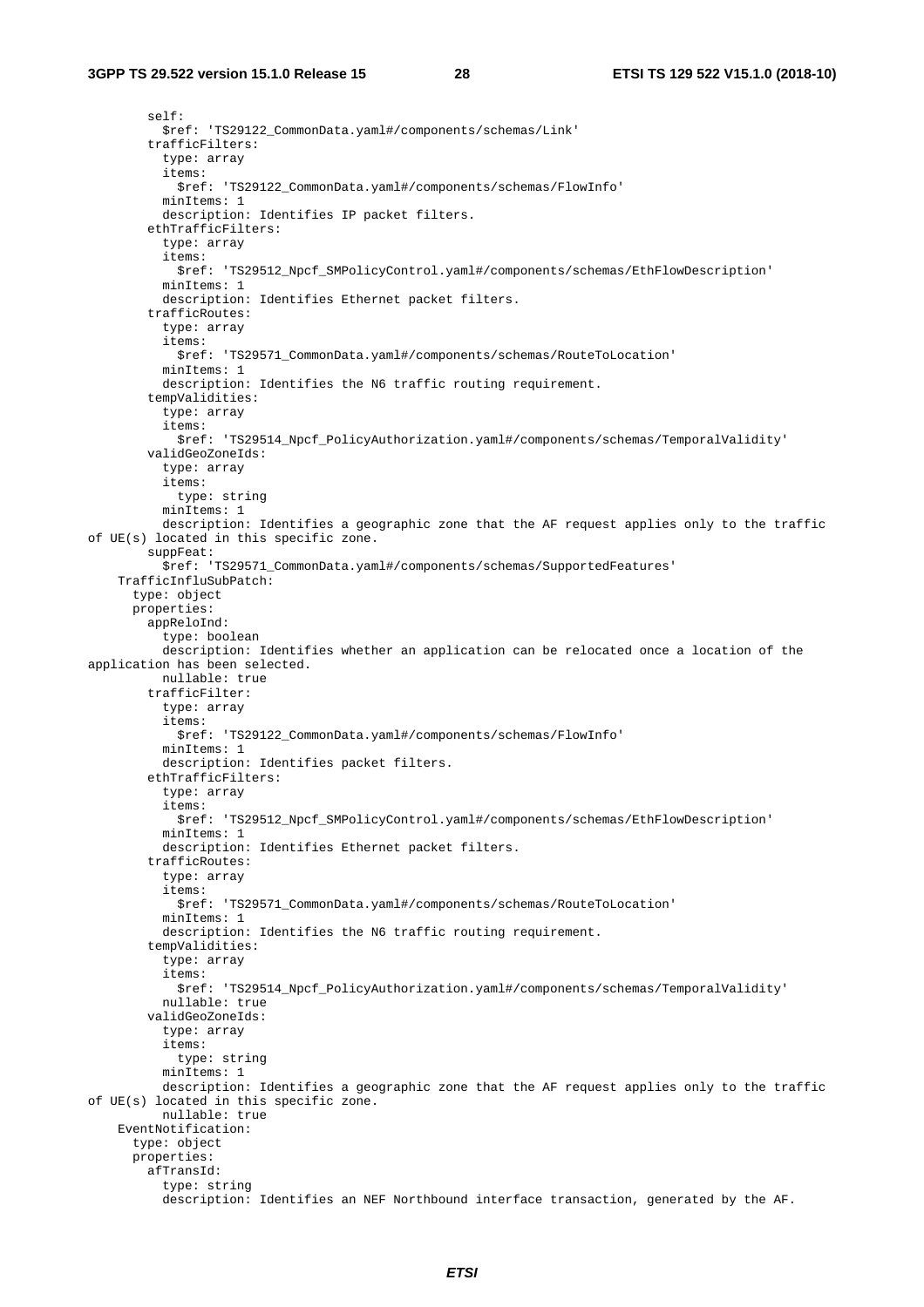```
        self:
          $ref: 'TS29122_CommonData.yaml#/components/schemas/Link'
        trafficFilters:
          type: array
          items:
            $ref: 'TS29122_CommonData.yaml#/components/schemas/FlowInfo'
          minItems: 1
          description: Identifies IP packet filters.
        ethTrafficFilters:
          type: array
          items:
            $ref: 'TS29512_Npcf_SMPolicyControl.yaml#/components/schemas/EthFlowDescription'
          minItems: 1
          description: Identifies Ethernet packet filters.
        trafficRoutes:
          type: array
          items:
            $ref: 'TS29571_CommonData.yaml#/components/schemas/RouteToLocation'
          minItems: 1
          description: Identifies the N6 traffic routing requirement.
        tempValidities:
          type: array
          items:
            $ref: 'TS29514_Npcf_PolicyAuthorization.yaml#/components/schemas/TemporalValidity'
        validGeoZoneIds:
          type: array
          items:
            type: string
          minItems: 1
          description: Identifies a geographic zone that the AF request applies only to the traffic 
of UE(s) located in this specific zone.
        suppFeat:
          $ref: 'TS29571_CommonData.yaml#/components/schemas/SupportedFeatures'
    TrafficInfluSubPatch:
      type: object
      properties:
        appReloInd:
          type: boolean
          description: Identifies whether an application can be relocated once a location of the 
application has been selected.
          nullable: true
        trafficFilter:
          type: array
          items:
            $ref: 'TS29122_CommonData.yaml#/components/schemas/FlowInfo'
          minItems: 1
          description: Identifies packet filters.
        ethTrafficFilters:
          type: array
          items:
            $ref: 'TS29512_Npcf_SMPolicyControl.yaml#/components/schemas/EthFlowDescription'
          minItems: 1
          description: Identifies Ethernet packet filters.
        trafficRoutes:
          type: array
          items:
            $ref: 'TS29571_CommonData.yaml#/components/schemas/RouteToLocation'
          minItems: 1
          description: Identifies the N6 traffic routing requirement.
        tempValidities:
          type: array
          items:
            $ref: 'TS29514_Npcf_PolicyAuthorization.yaml#/components/schemas/TemporalValidity'
          nullable: true
        validGeoZoneIds:
          type: array
          items:
            type: string
          minItems: 1
          description: Identifies a geographic zone that the AF request applies only to the traffic 
of UE(s) located in this specific zone.
          nullable: true
    EventNotification:
      type: object
      properties:
        afTransId:
          type: string
          description: Identifies an NEF Northbound interface transaction, generated by the AF.
```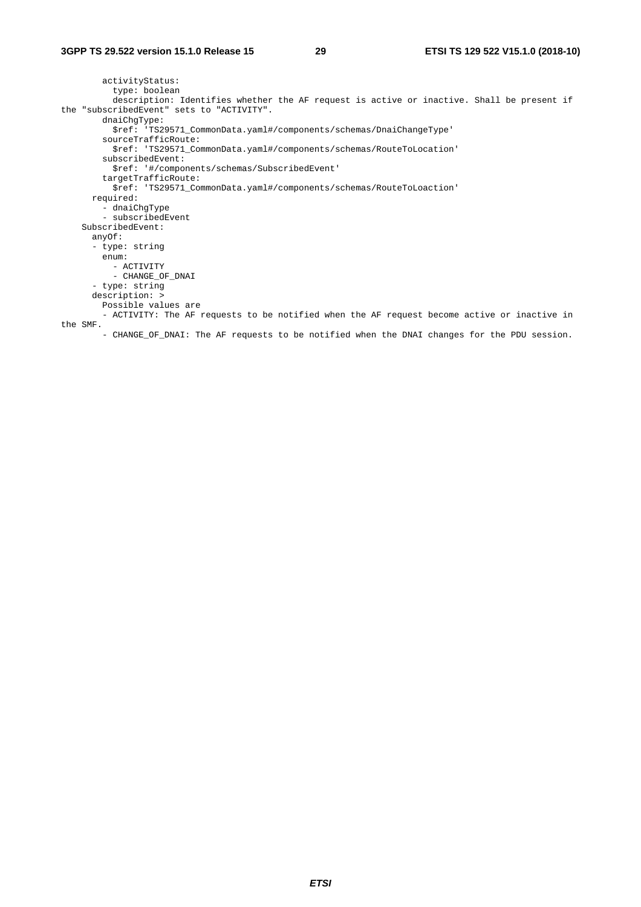```
        activityStatus:
          type: boolean
          description: Identifies whether the AF request is active or inactive. Shall be present if
the "subscribedEvent" sets to "ACTIVITY".
        dnaiChgType:
          $ref: 'TS29571_CommonData.yaml#/components/schemas/DnaiChangeType'
        sourceTrafficRoute:
          $ref: 'TS29571_CommonData.yaml#/components/schemas/RouteToLocation'
        subscribedEvent:
          $ref: '#/components/schemas/SubscribedEvent'
        targetTrafficRoute:
          $ref: 'TS29571_CommonData.yaml#/components/schemas/RouteToLoaction'
      required:
        - dnaiChgType
        - subscribedEvent
    SubscribedEvent:
      anyOf:
      - type: string
        enum:
          - ACTIVITY
          - CHANGE_OF_DNAI
      - type: string
      description: >
        Possible values are
        - ACTIVITY: The AF requests to be notified when the AF request become active or inactive in
the SMF.
        - CHANGE_OF_DNAI: The AF requests to be notified when the DNAI changes for the PDU session.
```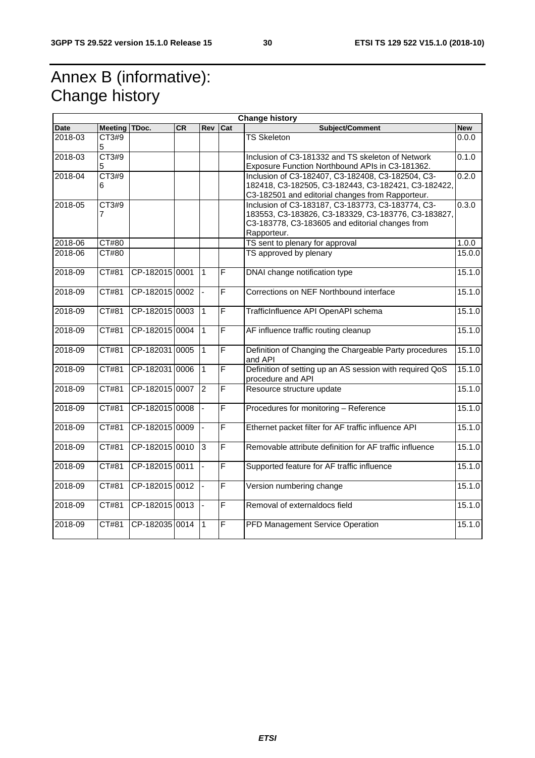# Annex B (informative): Change history

| Change history | | | | | | | |
|---|---|---|---|---|---|---|---|
| **Date** | **Meeting** | **TDoc.** | **CR** | **Rev** | **Cat** | **Subject/Comment** | **New** |
| 2018-03 | CT3#95 | | | | | TS Skeleton | 0.0.0 |
| 2018-03 | CT3#95 | | | | | Inclusion of C3-181332 and TS skeleton of Network Exposure Function Northbound APIs in C3-181362. | 0.1.0 |
| 2018-04 | CT3#96 | | | | | Inclusion of C3-182407, C3-182408, C3-182504, C3-182418, C3-182505, C3-182443, C3-182421, C3-182422, C3-182501 and editorial changes from Rapporteur. | 0.2.0 |
| 2018-05 | CT3#97 | | | | | Inclusion of C3-183187, C3-183773, C3-183774, C3-183553, C3-183826, C3-183329, C3-183776, C3-183827, C3-183778, C3-183605 and editorial changes from Rapporteur. | 0.3.0 |
| 2018-06 | CT#80 | | | | | TS sent to plenary for approval | 1.0.0 |
| 2018-06 | CT#80 | | | | | TS approved by plenary | 15.0.0 |
| 2018-09 | CT#81 | CP-182015 | 0001 | 1 | F | DNAI change notification type | 15.1.0 |
| 2018-09 | CT#81 | CP-182015 | 0002 | - | F | Corrections on NEF Northbound interface | 15.1.0 |
| 2018-09 | CT#81 | CP-182015 | 0003 | 1 | F | TrafficInfluence API OpenAPI schema | 15.1.0 |
| 2018-09 | CT#81 | CP-182015 | 0004 | 1 | F | AF influence traffic routing cleanup | 15.1.0 |
| 2018-09 | CT#81 | CP-182031 | 0005 | 1 | F | Definition of Changing the Chargeable Party procedures and API | 15.1.0 |
| 2018-09 | CT#81 | CP-182031 | 0006 | 1 | F | Definition of setting up an AS session with required QoS procedure and API | 15.1.0 |
| 2018-09 | CT#81 | CP-182015 | 0007 | 2 | F | Resource structure update | 15.1.0 |
| 2018-09 | CT#81 | CP-182015 | 0008 | - | F | Procedures for monitoring – Reference | 15.1.0 |
| 2018-09 | CT#81 | CP-182015 | 0009 | - | F | Ethernet packet filter for AF traffic influence API | 15.1.0 |
| 2018-09 | CT#81 | CP-182015 | 0010 | 3 | F | Removable attribute definition for AF traffic influence | 15.1.0 |
| 2018-09 | CT#81 | CP-182015 | 0011 | - | F | Supported feature for AF traffic influence | 15.1.0 |
| 2018-09 | CT#81 | CP-182015 | 0012 | - | F | Version numbering change | 15.1.0 |
| 2018-09 | CT#81 | CP-182015 | 0013 | - | F | Removal of externaldocs field | 15.1.0 |
| 2018-09 | CT#81 | CP-182035 | 0014 | 1 | F | PFD Management Service Operation | 15.1.0 |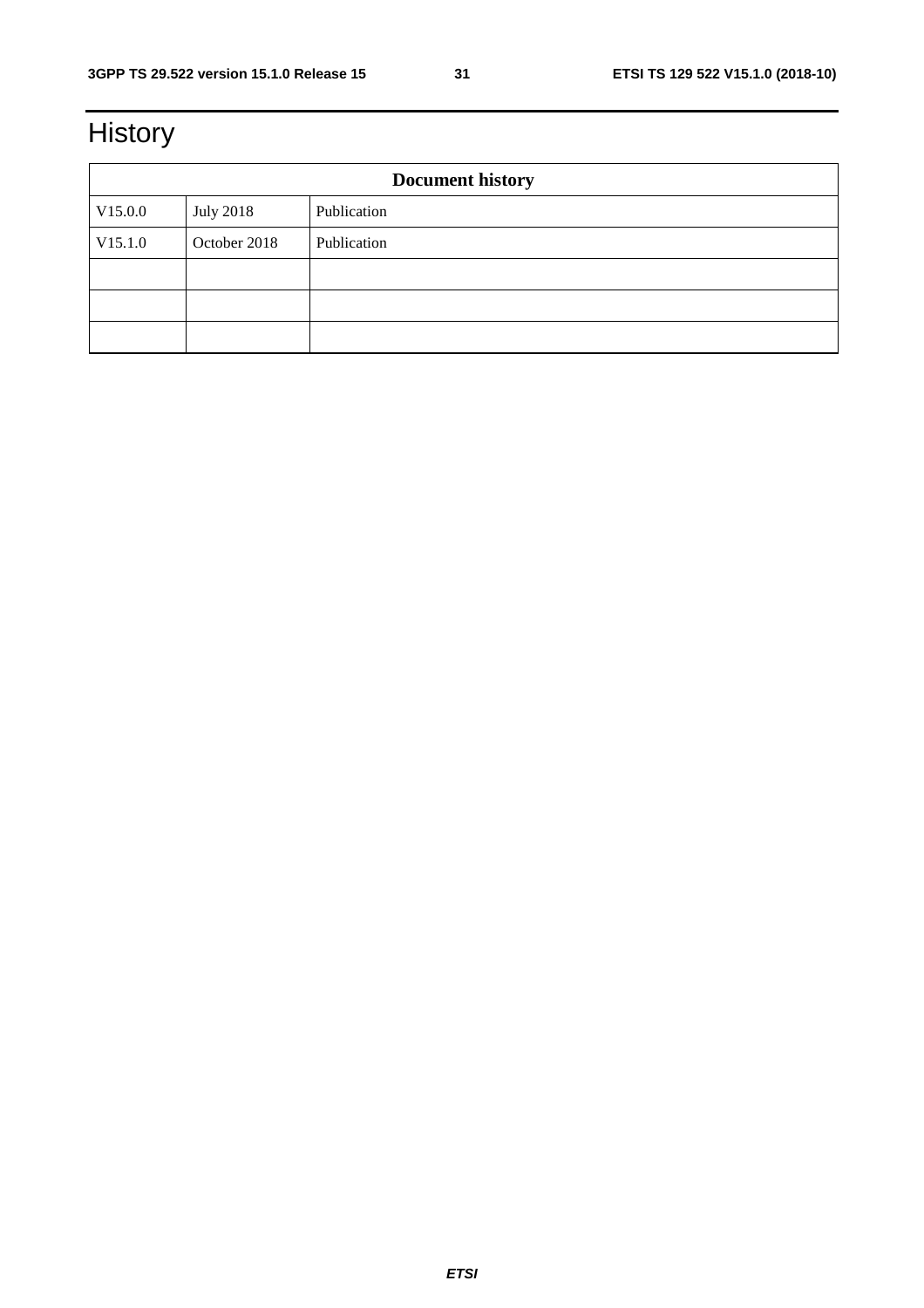# History

| Document history | | |
|---|---|---|
| V15.0.0 | July 2018 | Publication |
| V15.1.0 | October 2018 | Publication |
| | | |
| | | |
| | | |